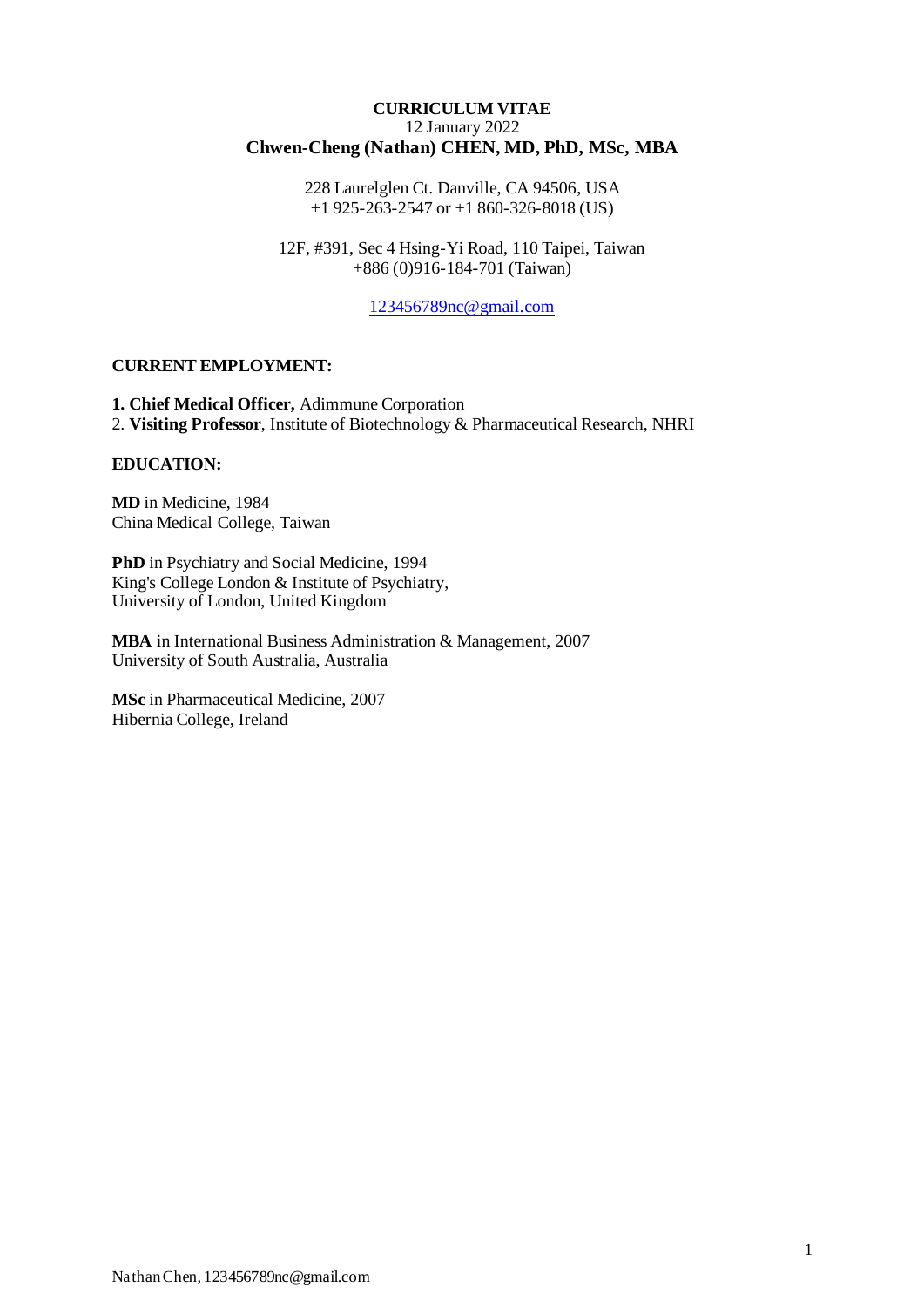# CURRICULUM VITAE

12 January 2022

**Chwen-Cheng (Nathan) CHEN, MD, PhD, MSc, MBA**

228 Laurelglen Ct. Danville, CA 94506, USA
+1 925-263-2547 or +1 860-326-8018 (US)

12F, #391, Sec 4 Hsing-Yi Road, 110 Taipei, Taiwan
+886 (0)916-184-701 (Taiwan)

123456789nc@gmail.com

## CURRENT EMPLOYMENT:

**1. Chief Medical Officer,** Adimmune Corporation
2. **Visiting Professor**, Institute of Biotechnology & Pharmaceutical Research, NHRI

## EDUCATION:

**MD** in Medicine, 1984
China Medical College, Taiwan

**PhD** in Psychiatry and Social Medicine, 1994
King's College London & Institute of Psychiatry,
University of London, United Kingdom

**MBA** in International Business Administration & Management, 2007
University of South Australia, Australia

**MSc** in Pharmaceutical Medicine, 2007
Hibernia College, Ireland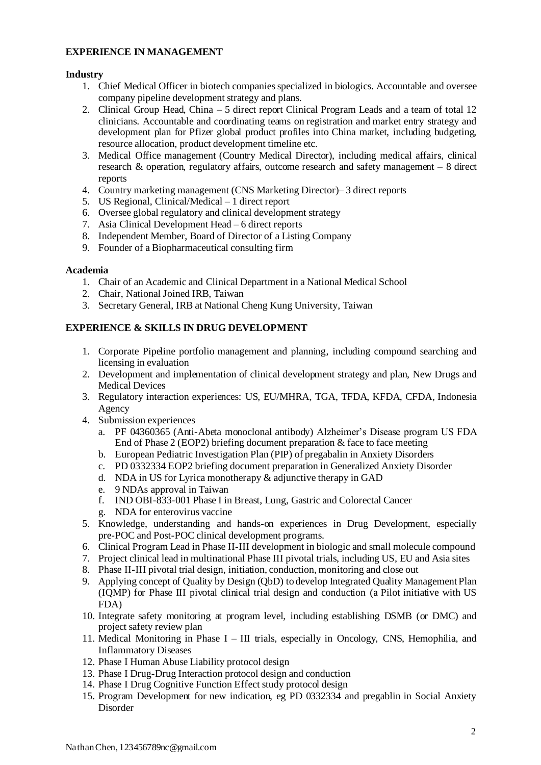**EXPERIENCE IN MANAGEMENT**

**Industry**

1. Chief Medical Officer in biotech companies specialized in biologics. Accountable and oversee company pipeline development strategy and plans.
2. Clinical Group Head, China – 5 direct report Clinical Program Leads and a team of total 12 clinicians. Accountable and coordinating teams on registration and market entry strategy and development plan for Pfizer global product profiles into China market, including budgeting, resource allocation, product development timeline etc.
3. Medical Office management (Country Medical Director), including medical affairs, clinical research & operation, regulatory affairs, outcome research and safety management – 8 direct reports
4. Country marketing management (CNS Marketing Director)– 3 direct reports
5. US Regional, Clinical/Medical – 1 direct report
6. Oversee global regulatory and clinical development strategy
7. Asia Clinical Development Head – 6 direct reports
8. Independent Member, Board of Director of a Listing Company
9. Founder of a Biopharmaceutical consulting firm

**Academia**

1. Chair of an Academic and Clinical Department in a National Medical School
2. Chair, National Joined IRB, Taiwan
3. Secretary General, IRB at National Cheng Kung University, Taiwan

**EXPERIENCE & SKILLS IN DRUG DEVELOPMENT**

1. Corporate Pipeline portfolio management and planning, including compound searching and licensing in evaluation
2. Development and implementation of clinical development strategy and plan, New Drugs and Medical Devices
3. Regulatory interaction experiences: US, EU/MHRA, TGA, TFDA, KFDA, CFDA, Indonesia Agency
4. Submission experiences
   a. PF 04360365 (Anti-Abeta monoclonal antibody) Alzheimer's Disease program US FDA End of Phase 2 (EOP2) briefing document preparation & face to face meeting
   b. European Pediatric Investigation Plan (PIP) of pregabalin in Anxiety Disorders
   c. PD 0332334 EOP2 briefing document preparation in Generalized Anxiety Disorder
   d. NDA in US for Lyrica monotherapy & adjunctive therapy in GAD
   e. 9 NDAs approval in Taiwan
   f. IND OBI-833-001 Phase I in Breast, Lung, Gastric and Colorectal Cancer
   g. NDA for enterovirus vaccine
5. Knowledge, understanding and hands-on experiences in Drug Development, especially pre-POC and Post-POC clinical development programs.
6. Clinical Program Lead in Phase II-III development in biologic and small molecule compound
7. Project clinical lead in multinational Phase III pivotal trials, including US, EU and Asia sites
8. Phase II-III pivotal trial design, initiation, conduction, monitoring and close out
9. Applying concept of Quality by Design (QbD) to develop Integrated Quality Management Plan (IQMP) for Phase III pivotal clinical trial design and conduction (a Pilot initiative with US FDA)
10. Integrate safety monitoring at program level, including establishing DSMB (or DMC) and project safety review plan
11. Medical Monitoring in Phase I – III trials, especially in Oncology, CNS, Hemophilia, and Inflammatory Diseases
12. Phase I Human Abuse Liability protocol design
13. Phase I Drug-Drug Interaction protocol design and conduction
14. Phase I Drug Cognitive Function Effect study protocol design
15. Program Development for new indication, eg PD 0332334 and pregablin in Social Anxiety Disorder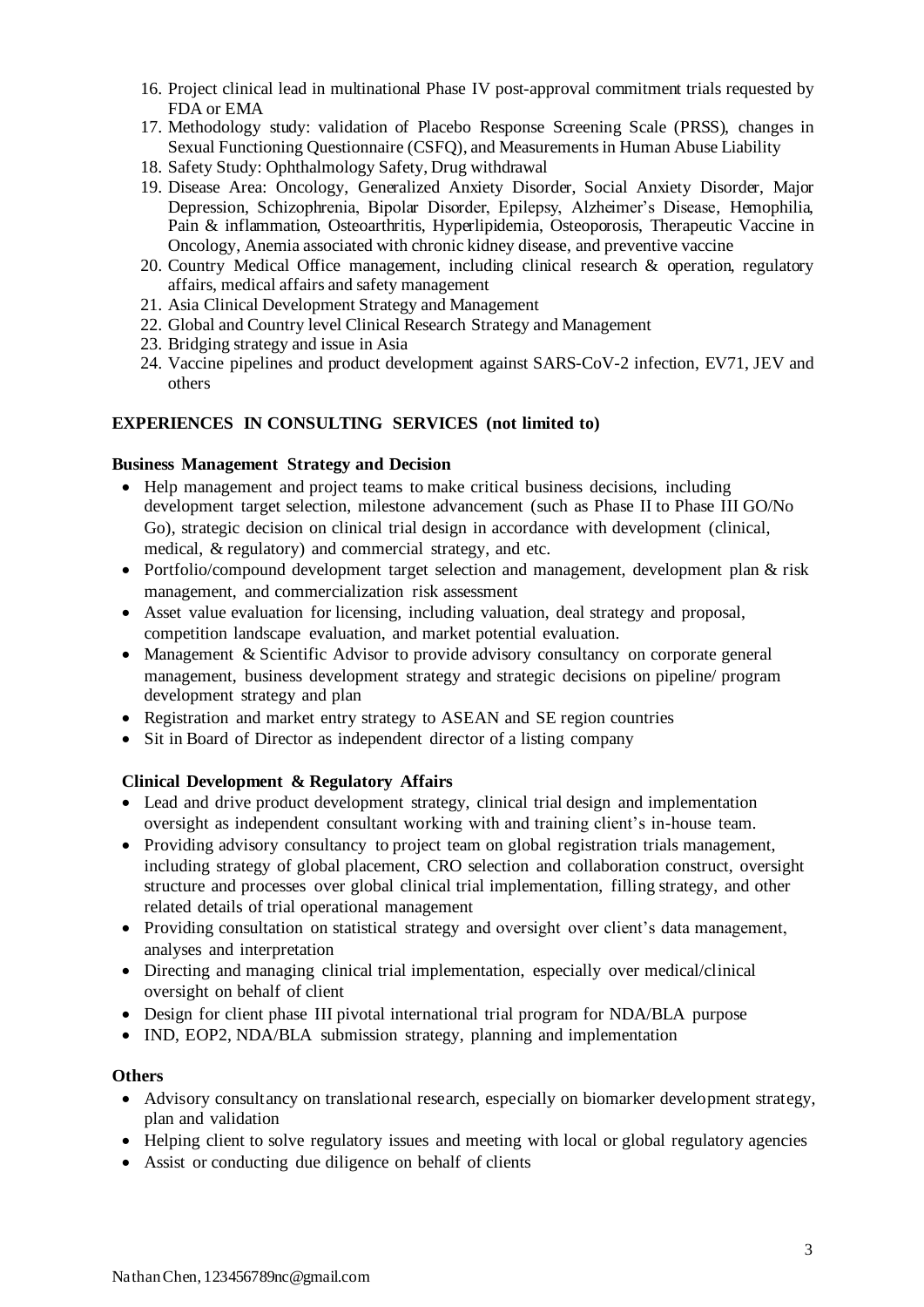16. Project clinical lead in multinational Phase IV post-approval commitment trials requested by FDA or EMA
17. Methodology study: validation of Placebo Response Screening Scale (PRSS), changes in Sexual Functioning Questionnaire (CSFQ), and Measurements in Human Abuse Liability
18. Safety Study: Ophthalmology Safety, Drug withdrawal
19. Disease Area: Oncology, Generalized Anxiety Disorder, Social Anxiety Disorder, Major Depression, Schizophrenia, Bipolar Disorder, Epilepsy, Alzheimer's Disease, Hemophilia, Pain & inflammation, Osteoarthritis, Hyperlipidemia, Osteoporosis, Therapeutic Vaccine in Oncology, Anemia associated with chronic kidney disease, and preventive vaccine
20. Country Medical Office management, including clinical research & operation, regulatory affairs, medical affairs and safety management
21. Asia Clinical Development Strategy and Management
22. Global and Country level Clinical Research Strategy and Management
23. Bridging strategy and issue in Asia
24. Vaccine pipelines and product development against SARS-CoV-2 infection, EV71, JEV and others

## EXPERIENCES IN CONSULTING SERVICES (not limited to)

### Business Management Strategy and Decision

- Help management and project teams to make critical business decisions, including development target selection, milestone advancement (such as Phase II to Phase III GO/No Go), strategic decision on clinical trial design in accordance with development (clinical, medical, & regulatory) and commercial strategy, and etc.
- Portfolio/compound development target selection and management, development plan & risk management, and commercialization risk assessment
- Asset value evaluation for licensing, including valuation, deal strategy and proposal, competition landscape evaluation, and market potential evaluation.
- Management & Scientific Advisor to provide advisory consultancy on corporate general management, business development strategy and strategic decisions on pipeline/ program development strategy and plan
- Registration and market entry strategy to ASEAN and SE region countries
- Sit in Board of Director as independent director of a listing company

### Clinical Development & Regulatory Affairs

- Lead and drive product development strategy, clinical trial design and implementation oversight as independent consultant working with and training client's in-house team.
- Providing advisory consultancy to project team on global registration trials management, including strategy of global placement, CRO selection and collaboration construct, oversight structure and processes over global clinical trial implementation, filling strategy, and other related details of trial operational management
- Providing consultation on statistical strategy and oversight over client's data management, analyses and interpretation
- Directing and managing clinical trial implementation, especially over medical/clinical oversight on behalf of client
- Design for client phase III pivotal international trial program for NDA/BLA purpose
- IND, EOP2, NDA/BLA submission strategy, planning and implementation

### Others

- Advisory consultancy on translational research, especially on biomarker development strategy, plan and validation
- Helping client to solve regulatory issues and meeting with local or global regulatory agencies
- Assist or conducting due diligence on behalf of clients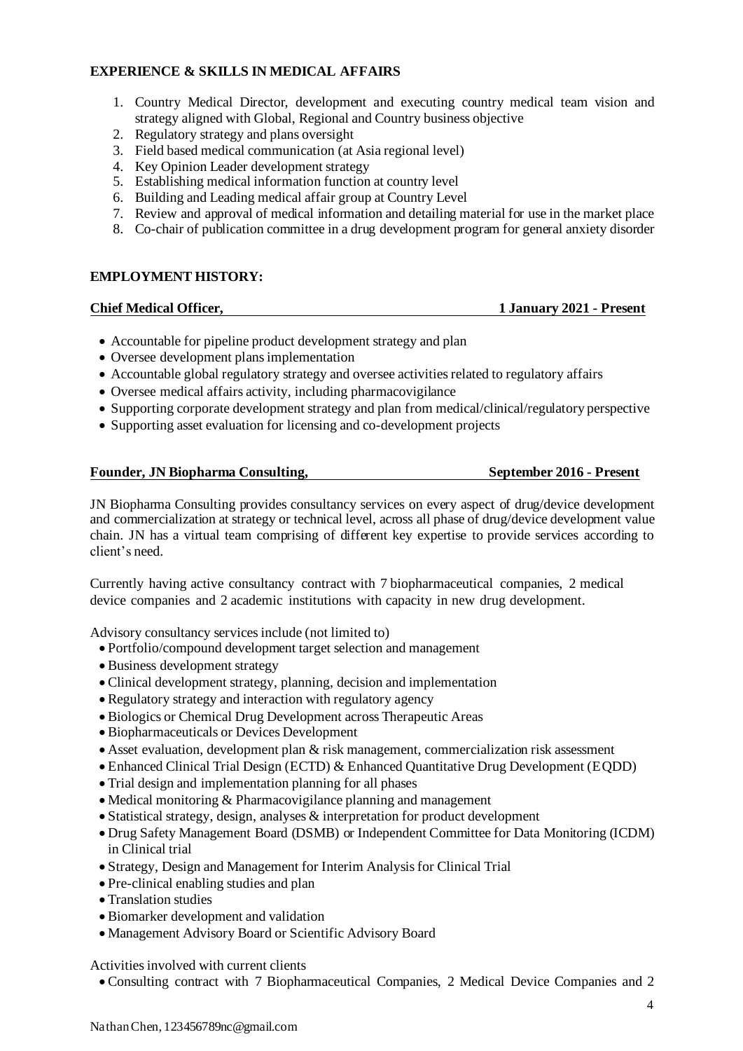**EXPERIENCE & SKILLS IN MEDICAL AFFAIRS**

1. Country Medical Director, development and executing country medical team vision and strategy aligned with Global, Regional and Country business objective
2. Regulatory strategy and plans oversight
3. Field based medical communication (at Asia regional level)
4. Key Opinion Leader development strategy
5. Establishing medical information function at country level
6. Building and Leading medical affair group at Country Level
7. Review and approval of medical information and detailing material for use in the market place
8. Co-chair of publication committee in a drug development program for general anxiety disorder

**EMPLOYMENT HISTORY:**

**Chief Medical Officer, 1 January 2021 - Present**

- Accountable for pipeline product development strategy and plan
- Oversee development plans implementation
- Accountable global regulatory strategy and oversee activities related to regulatory affairs
- Oversee medical affairs activity, including pharmacovigilance
- Supporting corporate development strategy and plan from medical/clinical/regulatory perspective
- Supporting asset evaluation for licensing and co-development projects

**Founder, JN Biopharma Consulting, September 2016 - Present**

JN Biopharma Consulting provides consultancy services on every aspect of drug/device development and commercialization at strategy or technical level, across all phase of drug/device development value chain. JN has a virtual team comprising of different key expertise to provide services according to client's need.

Currently having active consultancy contract with 7 biopharmaceutical companies, 2 medical device companies and 2 academic institutions with capacity in new drug development.

Advisory consultancy services include (not limited to)

- Portfolio/compound development target selection and management
- Business development strategy
- Clinical development strategy, planning, decision and implementation
- Regulatory strategy and interaction with regulatory agency
- Biologics or Chemical Drug Development across Therapeutic Areas
- Biopharmaceuticals or Devices Development
- Asset evaluation, development plan & risk management, commercialization risk assessment
- Enhanced Clinical Trial Design (ECTD) & Enhanced Quantitative Drug Development (EQDD)
- Trial design and implementation planning for all phases
- Medical monitoring & Pharmacovigilance planning and management
- Statistical strategy, design, analyses & interpretation for product development
- Drug Safety Management Board (DSMB) or Independent Committee for Data Monitoring (ICDM) in Clinical trial
- Strategy, Design and Management for Interim Analysis for Clinical Trial
- Pre-clinical enabling studies and plan
- Translation studies
- Biomarker development and validation
- Management Advisory Board or Scientific Advisory Board

Activities involved with current clients

- Consulting contract with 7 Biopharmaceutical Companies, 2 Medical Device Companies and 2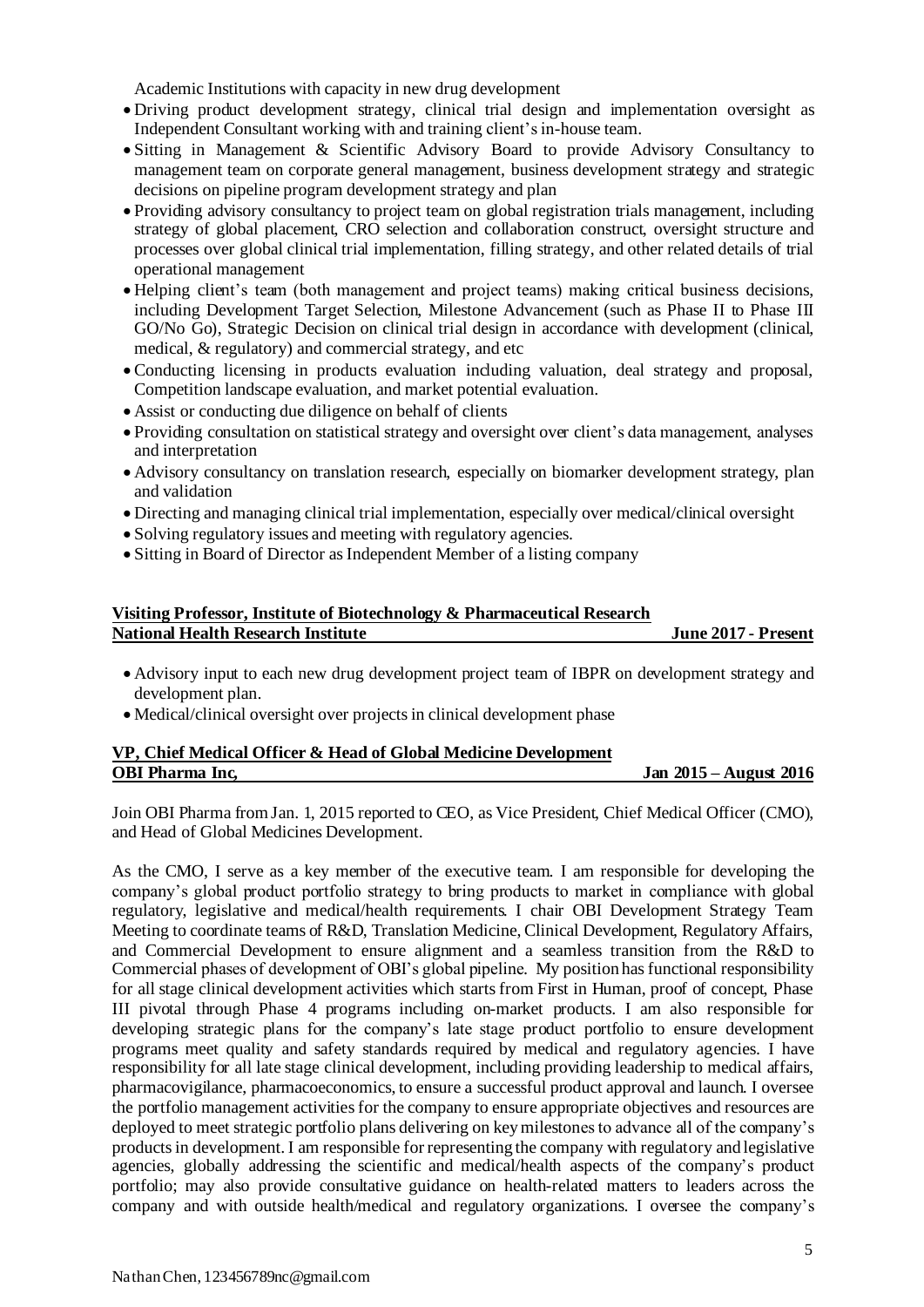Academic Institutions with capacity in new drug development

- Driving product development strategy, clinical trial design and implementation oversight as Independent Consultant working with and training client's in-house team.
- Sitting in Management & Scientific Advisory Board to provide Advisory Consultancy to management team on corporate general management, business development strategy and strategic decisions on pipeline program development strategy and plan
- Providing advisory consultancy to project team on global registration trials management, including strategy of global placement, CRO selection and collaboration construct, oversight structure and processes over global clinical trial implementation, filling strategy, and other related details of trial operational management
- Helping client's team (both management and project teams) making critical business decisions, including Development Target Selection, Milestone Advancement (such as Phase II to Phase III GO/No Go), Strategic Decision on clinical trial design in accordance with development (clinical, medical, & regulatory) and commercial strategy, and etc
- Conducting licensing in products evaluation including valuation, deal strategy and proposal, Competition landscape evaluation, and market potential evaluation.
- Assist or conducting due diligence on behalf of clients
- Providing consultation on statistical strategy and oversight over client's data management, analyses and interpretation
- Advisory consultancy on translation research, especially on biomarker development strategy, plan and validation
- Directing and managing clinical trial implementation, especially over medical/clinical oversight
- Solving regulatory issues and meeting with regulatory agencies.
- Sitting in Board of Director as Independent Member of a listing company

**Visiting Professor, Institute of Biotechnology & Pharmaceutical Research**
**National Health Research Institute** **June 2017 - Present**

- Advisory input to each new drug development project team of IBPR on development strategy and development plan.
- Medical/clinical oversight over projects in clinical development phase

**VP, Chief Medical Officer & Head of Global Medicine Development**
**OBI Pharma Inc,** **Jan 2015 – August 2016**

Join OBI Pharma from Jan. 1, 2015 reported to CEO, as Vice President, Chief Medical Officer (CMO), and Head of Global Medicines Development.

As the CMO, I serve as a key member of the executive team. I am responsible for developing the company's global product portfolio strategy to bring products to market in compliance with global regulatory, legislative and medical/health requirements. I chair OBI Development Strategy Team Meeting to coordinate teams of R&D, Translation Medicine, Clinical Development, Regulatory Affairs, and Commercial Development to ensure alignment and a seamless transition from the R&D to Commercial phases of development of OBI's global pipeline. My position has functional responsibility for all stage clinical development activities which starts from First in Human, proof of concept, Phase III pivotal through Phase 4 programs including on-market products. I am also responsible for developing strategic plans for the company's late stage product portfolio to ensure development programs meet quality and safety standards required by medical and regulatory agencies. I have responsibility for all late stage clinical development, including providing leadership to medical affairs, pharmacovigilance, pharmacoeconomics, to ensure a successful product approval and launch. I oversee the portfolio management activities for the company to ensure appropriate objectives and resources are deployed to meet strategic portfolio plans delivering on key milestones to advance all of the company's products in development. I am responsible for representing the company with regulatory and legislative agencies, globally addressing the scientific and medical/health aspects of the company's product portfolio; may also provide consultative guidance on health-related matters to leaders across the company and with outside health/medical and regulatory organizations. I oversee the company's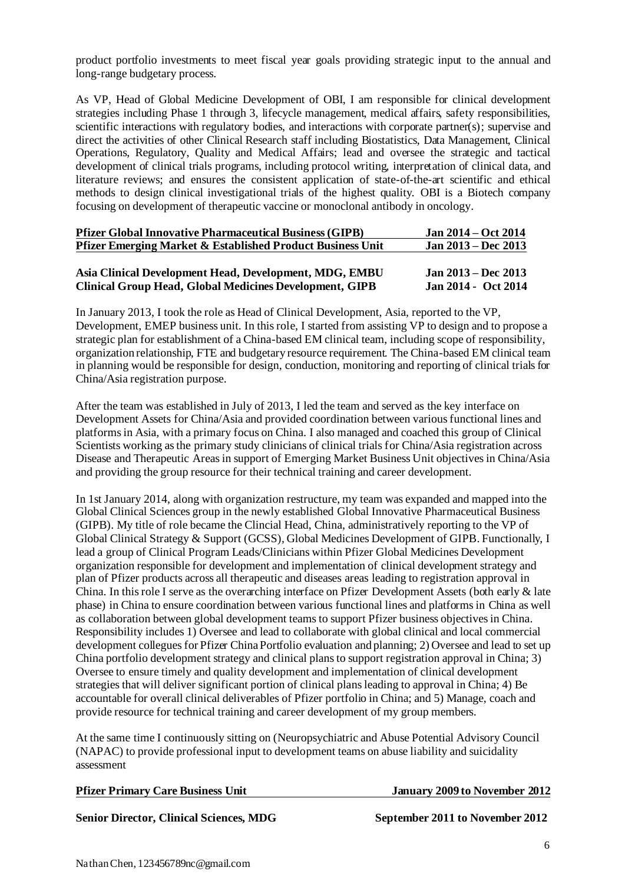product portfolio investments to meet fiscal year goals providing strategic input to the annual and long-range budgetary process.

As VP, Head of Global Medicine Development of OBI, I am responsible for clinical development strategies including Phase 1 through 3, lifecycle management, medical affairs, safety responsibilities, scientific interactions with regulatory bodies, and interactions with corporate partner(s); supervise and direct the activities of other Clinical Research staff including Biostatistics, Data Management, Clinical Operations, Regulatory, Quality and Medical Affairs; lead and oversee the strategic and tactical development of clinical trials programs, including protocol writing, interpretation of clinical data, and literature reviews; and ensures the consistent application of state-of-the-art scientific and ethical methods to design clinical investigational trials of the highest quality. OBI is a Biotech company focusing on development of therapeutic vaccine or monoclonal antibody in oncology.

**Pfizer Global Innovative Pharmaceutical Business (GIPB)** — **Jan 2014 – Oct 2014**
**Pfizer Emerging Market & Established Product Business Unit** — **Jan 2013 – Dec 2013**

**Asia Clinical Development Head, Development, MDG, EMBU** — **Jan 2013 – Dec 2013**
**Clinical Group Head, Global Medicines Development, GIPB** — **Jan 2014 - Oct 2014**

In January 2013, I took the role as Head of Clinical Development, Asia, reported to the VP, Development, EMEP business unit. In this role, I started from assisting VP to design and to propose a strategic plan for establishment of a China-based EM clinical team, including scope of responsibility, organization relationship, FTE and budgetary resource requirement. The China-based EM clinical team in planning would be responsible for design, conduction, monitoring and reporting of clinical trials for China/Asia registration purpose.

After the team was established in July of 2013, I led the team and served as the key interface on Development Assets for China/Asia and provided coordination between various functional lines and platforms in Asia, with a primary focus on China. I also managed and coached this group of Clinical Scientists working as the primary study clinicians of clinical trials for China/Asia registration across Disease and Therapeutic Areas in support of Emerging Market Business Unit objectives in China/Asia and providing the group resource for their technical training and career development.

In 1st January 2014, along with organization restructure, my team was expanded and mapped into the Global Clinical Sciences group in the newly established Global Innovative Pharmaceutical Business (GIPB). My title of role became the Clincial Head, China, administratively reporting to the VP of Global Clinical Strategy & Support (GCSS), Global Medicines Development of GIPB. Functionally, I lead a group of Clinical Program Leads/Clinicians within Pfizer Global Medicines Development organization responsible for development and implementation of clinical development strategy and plan of Pfizer products across all therapeutic and diseases areas leading to registration approval in China. In this role I serve as the overarching interface on Pfizer Development Assets (both early & late phase) in China to ensure coordination between various functional lines and platforms in China as well as collaboration between global development teams to support Pfizer business objectives in China. Responsibility includes 1) Oversee and lead to collaborate with global clinical and local commercial development collegues for Pfizer China Portfolio evaluation and planning; 2) Oversee and lead to set up China portfolio development strategy and clinical plans to support registration approval in China; 3) Oversee to ensure timely and quality development and implementation of clinical development strategies that will deliver significant portion of clinical plans leading to approval in China; 4) Be accountable for overall clinical deliverables of Pfizer portfolio in China; and 5) Manage, coach and provide resource for technical training and career development of my group members.

At the same time I continuously sitting on (Neuropsychiatric and Abuse Potential Advisory Council (NAPAC) to provide professional input to development teams on abuse liability and suicidality assessment

**Pfizer Primary Care Business Unit** — **January 2009 to November 2012**

**Senior Director, Clinical Sciences, MDG** — **September 2011 to November 2012**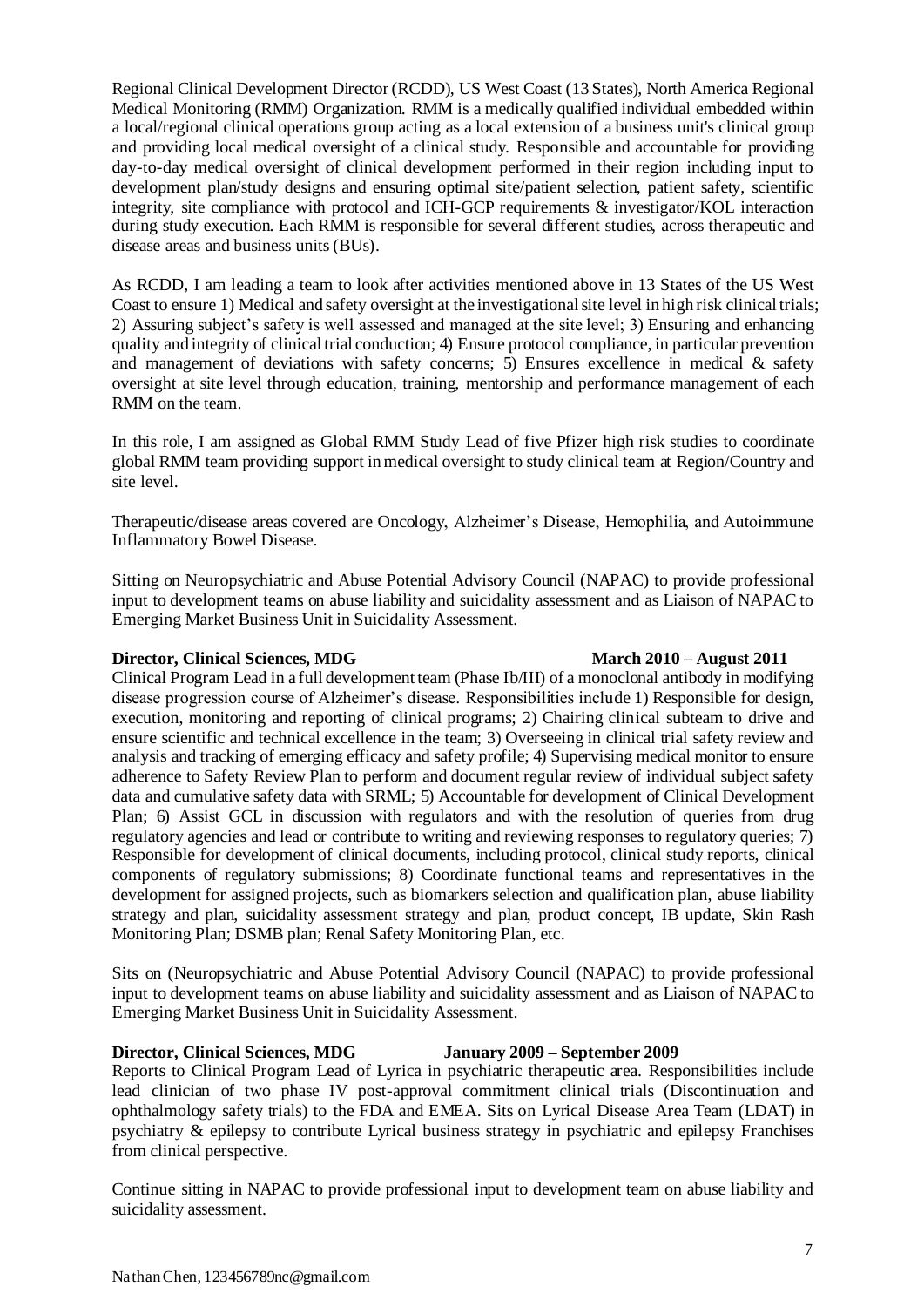Regional Clinical Development Director (RCDD), US West Coast (13 States), North America Regional Medical Monitoring (RMM) Organization. RMM is a medically qualified individual embedded within a local/regional clinical operations group acting as a local extension of a business unit's clinical group and providing local medical oversight of a clinical study. Responsible and accountable for providing day-to-day medical oversight of clinical development performed in their region including input to development plan/study designs and ensuring optimal site/patient selection, patient safety, scientific integrity, site compliance with protocol and ICH-GCP requirements & investigator/KOL interaction during study execution. Each RMM is responsible for several different studies, across therapeutic and disease areas and business units (BUs).

As RCDD, I am leading a team to look after activities mentioned above in 13 States of the US West Coast to ensure 1) Medical and safety oversight at the investigational site level in high risk clinical trials; 2) Assuring subject's safety is well assessed and managed at the site level; 3) Ensuring and enhancing quality and integrity of clinical trial conduction; 4) Ensure protocol compliance, in particular prevention and management of deviations with safety concerns; 5) Ensures excellence in medical & safety oversight at site level through education, training, mentorship and performance management of each RMM on the team.

In this role, I am assigned as Global RMM Study Lead of five Pfizer high risk studies to coordinate global RMM team providing support in medical oversight to study clinical team at Region/Country and site level.

Therapeutic/disease areas covered are Oncology, Alzheimer's Disease, Hemophilia, and Autoimmune Inflammatory Bowel Disease.

Sitting on Neuropsychiatric and Abuse Potential Advisory Council (NAPAC) to provide professional input to development teams on abuse liability and suicidality assessment and as Liaison of NAPAC to Emerging Market Business Unit in Suicidality Assessment.

**Director, Clinical Sciences, MDG** **March 2010 – August 2011**

Clinical Program Lead in a full development team (Phase Ib/III) of a monoclonal antibody in modifying disease progression course of Alzheimer's disease. Responsibilities include 1) Responsible for design, execution, monitoring and reporting of clinical programs; 2) Chairing clinical subteam to drive and ensure scientific and technical excellence in the team; 3) Overseeing in clinical trial safety review and analysis and tracking of emerging efficacy and safety profile; 4) Supervising medical monitor to ensure adherence to Safety Review Plan to perform and document regular review of individual subject safety data and cumulative safety data with SRML; 5) Accountable for development of Clinical Development Plan; 6) Assist GCL in discussion with regulators and with the resolution of queries from drug regulatory agencies and lead or contribute to writing and reviewing responses to regulatory queries; 7) Responsible for development of clinical documents, including protocol, clinical study reports, clinical components of regulatory submissions; 8) Coordinate functional teams and representatives in the development for assigned projects, such as biomarkers selection and qualification plan, abuse liability strategy and plan, suicidality assessment strategy and plan, product concept, IB update, Skin Rash Monitoring Plan; DSMB plan; Renal Safety Monitoring Plan, etc.

Sits on (Neuropsychiatric and Abuse Potential Advisory Council (NAPAC) to provide professional input to development teams on abuse liability and suicidality assessment and as Liaison of NAPAC to Emerging Market Business Unit in Suicidality Assessment.

**Director, Clinical Sciences, MDG** **January 2009 – September 2009**

Reports to Clinical Program Lead of Lyrica in psychiatric therapeutic area. Responsibilities include lead clinician of two phase IV post-approval commitment clinical trials (Discontinuation and ophthalmology safety trials) to the FDA and EMEA. Sits on Lyrical Disease Area Team (LDAT) in psychiatry & epilepsy to contribute Lyrical business strategy in psychiatric and epilepsy Franchises from clinical perspective.

Continue sitting in NAPAC to provide professional input to development team on abuse liability and suicidality assessment.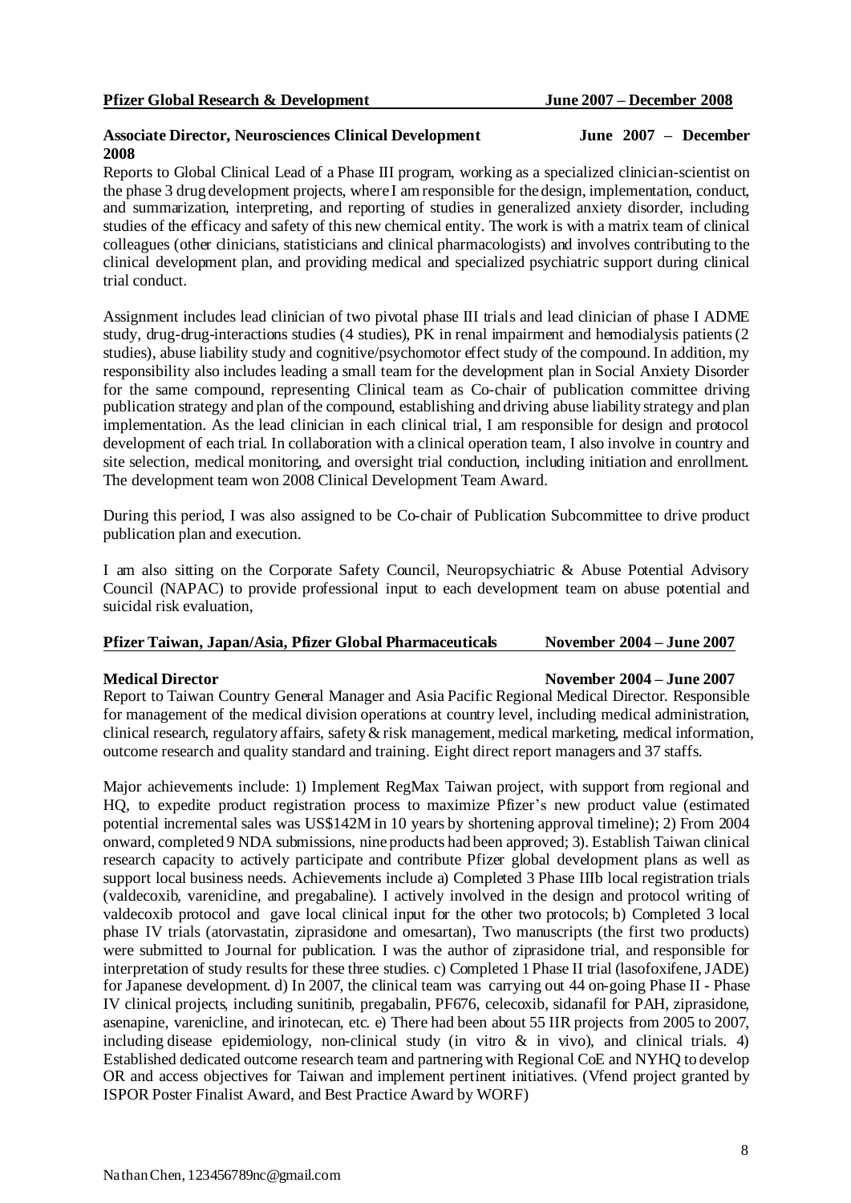**Pfizer Global Research & Development June 2007 – December 2008**

**Associate Director, Neurosciences Clinical Development June 2007 – December 2008**

Reports to Global Clinical Lead of a Phase III program, working as a specialized clinician-scientist on the phase 3 drug development projects, where I am responsible for the design, implementation, conduct, and summarization, interpreting, and reporting of studies in generalized anxiety disorder, including studies of the efficacy and safety of this new chemical entity. The work is with a matrix team of clinical colleagues (other clinicians, statisticians and clinical pharmacologists) and involves contributing to the clinical development plan, and providing medical and specialized psychiatric support during clinical trial conduct.

Assignment includes lead clinician of two pivotal phase III trials and lead clinician of phase I ADME study, drug-drug-interactions studies (4 studies), PK in renal impairment and hemodialysis patients (2 studies), abuse liability study and cognitive/psychomotor effect study of the compound. In addition, my responsibility also includes leading a small team for the development plan in Social Anxiety Disorder for the same compound, representing Clinical team as Co-chair of publication committee driving publication strategy and plan of the compound, establishing and driving abuse liability strategy and plan implementation. As the lead clinician in each clinical trial, I am responsible for design and protocol development of each trial. In collaboration with a clinical operation team, I also involve in country and site selection, medical monitoring, and oversight trial conduction, including initiation and enrollment. The development team won 2008 Clinical Development Team Award.

During this period, I was also assigned to be Co-chair of Publication Subcommittee to drive product publication plan and execution.

I am also sitting on the Corporate Safety Council, Neuropsychiatric & Abuse Potential Advisory Council (NAPAC) to provide professional input to each development team on abuse potential and suicidal risk evaluation,

**Pfizer Taiwan, Japan/Asia, Pfizer Global Pharmaceuticals November 2004 – June 2007**

**Medical Director November 2004 – June 2007**

Report to Taiwan Country General Manager and Asia Pacific Regional Medical Director. Responsible for management of the medical division operations at country level, including medical administration, clinical research, regulatory affairs, safety & risk management, medical marketing, medical information, outcome research and quality standard and training. Eight direct report managers and 37 staffs.

Major achievements include: 1) Implement RegMax Taiwan project, with support from regional and HQ, to expedite product registration process to maximize Pfizer's new product value (estimated potential incremental sales was US$142M in 10 years by shortening approval timeline); 2) From 2004 onward, completed 9 NDA submissions, nine products had been approved; 3). Establish Taiwan clinical research capacity to actively participate and contribute Pfizer global development plans as well as support local business needs. Achievements include a) Completed 3 Phase IIIb local registration trials (valdecoxib, varenicline, and pregabaline). I actively involved in the design and protocol writing of valdecoxib protocol and gave local clinical input for the other two protocols; b) Completed 3 local phase IV trials (atorvastatin, ziprasidone and omesartan), Two manuscripts (the first two products) were submitted to Journal for publication. I was the author of ziprasidone trial, and responsible for interpretation of study results for these three studies. c) Completed 1 Phase II trial (lasofoxifene, JADE) for Japanese development. d) In 2007, the clinical team was carrying out 44 on-going Phase II - Phase IV clinical projects, including sunitinib, pregabalin, PF676, celecoxib, sidanafil for PAH, ziprasidone, asenapine, varenicline, and irinotecan, etc. e) There had been about 55 IIR projects from 2005 to 2007, including disease epidemiology, non-clinical study (in vitro & in vivo), and clinical trials. 4) Established dedicated outcome research team and partnering with Regional CoE and NYHQ to develop OR and access objectives for Taiwan and implement pertinent initiatives. (Vfend project granted by ISPOR Poster Finalist Award, and Best Practice Award by WORF)

Nathan Chen, 123456789nc@gmail.com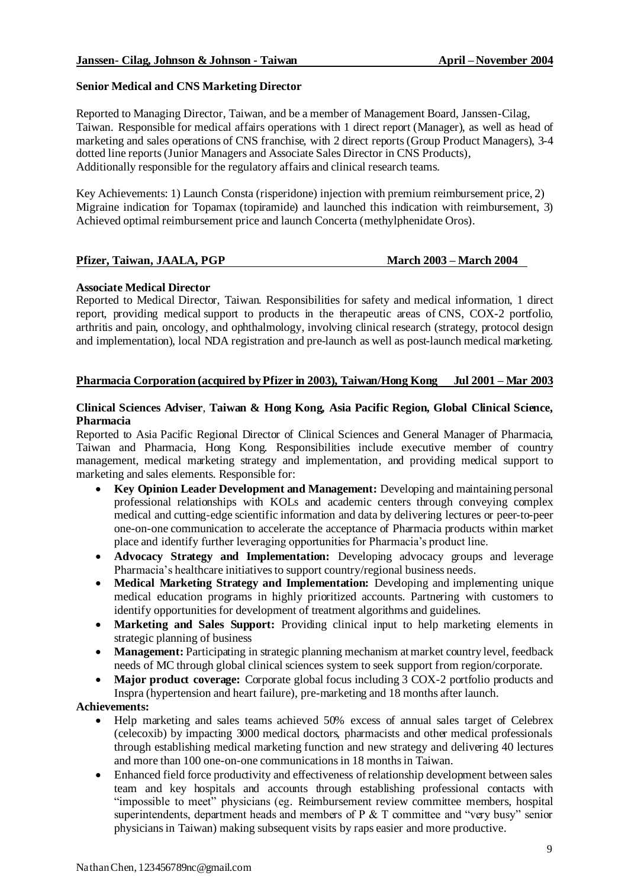**Janssen- Cilag, Johnson & Johnson - Taiwan** **April – November 2004**

**Senior Medical and CNS Marketing Director**

Reported to Managing Director, Taiwan, and be a member of Management Board, Janssen-Cilag, Taiwan. Responsible for medical affairs operations with 1 direct report (Manager), as well as head of marketing and sales operations of CNS franchise, with 2 direct reports (Group Product Managers), 3-4 dotted line reports (Junior Managers and Associate Sales Director in CNS Products), Additionally responsible for the regulatory affairs and clinical research teams.

Key Achievements: 1) Launch Consta (risperidone) injection with premium reimbursement price, 2) Migraine indication for Topamax (topiramide) and launched this indication with reimbursement, 3) Achieved optimal reimbursement price and launch Concerta (methylphenidate Oros).

**Pfizer, Taiwan, JAALA, PGP** **March 2003 – March 2004**

**Associate Medical Director**

Reported to Medical Director, Taiwan. Responsibilities for safety and medical information, 1 direct report, providing medical support to products in the therapeutic areas of CNS, COX-2 portfolio, arthritis and pain, oncology, and ophthalmology, involving clinical research (strategy, protocol design and implementation), local NDA registration and pre-launch as well as post-launch medical marketing.

**Pharmacia Corporation (acquired by Pfizer in 2003), Taiwan/Hong Kong** **Jul 2001 – Mar 2003**

**Clinical Sciences Adviser**, **Taiwan & Hong Kong, Asia Pacific Region, Global Clinical Science, Pharmacia**

Reported to Asia Pacific Regional Director of Clinical Sciences and General Manager of Pharmacia, Taiwan and Pharmacia, Hong Kong. Responsibilities include executive member of country management, medical marketing strategy and implementation, and providing medical support to marketing and sales elements. Responsible for:

- **Key Opinion Leader Development and Management:** Developing and maintaining personal professional relationships with KOLs and academic centers through conveying complex medical and cutting-edge scientific information and data by delivering lectures or peer-to-peer one-on-one communication to accelerate the acceptance of Pharmacia products within market place and identify further leveraging opportunities for Pharmacia's product line.
- **Advocacy Strategy and Implementation:** Developing advocacy groups and leverage Pharmacia's healthcare initiatives to support country/regional business needs.
- **Medical Marketing Strategy and Implementation:** Developing and implementing unique medical education programs in highly prioritized accounts. Partnering with customers to identify opportunities for development of treatment algorithms and guidelines.
- **Marketing and Sales Support:** Providing clinical input to help marketing elements in strategic planning of business
- **Management:** Participating in strategic planning mechanism at market country level, feedback needs of MC through global clinical sciences system to seek support from region/corporate.
- **Major product coverage:** Corporate global focus including 3 COX-2 portfolio products and Inspra (hypertension and heart failure), pre-marketing and 18 months after launch.

**Achievements:**

- Help marketing and sales teams achieved 50% excess of annual sales target of Celebrex (celecoxib) by impacting 3000 medical doctors, pharmacists and other medical professionals through establishing medical marketing function and new strategy and delivering 40 lectures and more than 100 one-on-one communications in 18 months in Taiwan.
- Enhanced field force productivity and effectiveness of relationship development between sales team and key hospitals and accounts through establishing professional contacts with "impossible to meet" physicians (eg. Reimbursement review committee members, hospital superintendents, department heads and members of P & T committee and "very busy" senior physicians in Taiwan) making subsequent visits by raps easier and more productive.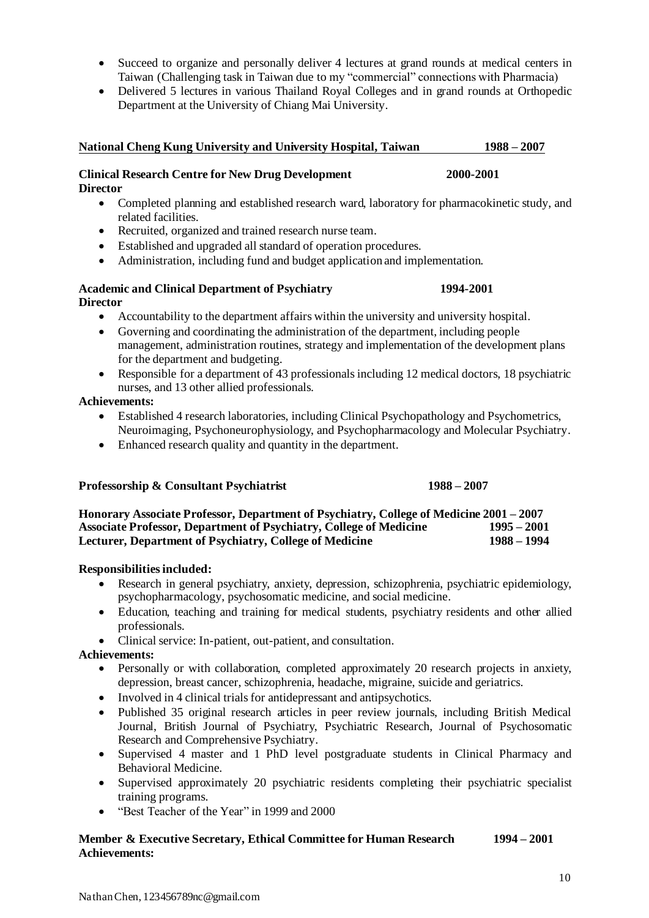- Succeed to organize and personally deliver 4 lectures at grand rounds at medical centers in Taiwan (Challenging task in Taiwan due to my "commercial" connections with Pharmacia)
- Delivered 5 lectures in various Thailand Royal Colleges and in grand rounds at Orthopedic Department at the University of Chiang Mai University.

**National Cheng Kung University and University Hospital, Taiwan 1988 – 2007**

**Clinical Research Centre for New Drug Development 2000-2001**
**Director**

- Completed planning and established research ward, laboratory for pharmacokinetic study, and related facilities.
- Recruited, organized and trained research nurse team.
- Established and upgraded all standard of operation procedures.
- Administration, including fund and budget application and implementation.

**Academic and Clinical Department of Psychiatry 1994-2001**
**Director**

- Accountability to the department affairs within the university and university hospital.
- Governing and coordinating the administration of the department, including people management, administration routines, strategy and implementation of the development plans for the department and budgeting.
- Responsible for a department of 43 professionals including 12 medical doctors, 18 psychiatric nurses, and 13 other allied professionals.

**Achievements:**

- Established 4 research laboratories, including Clinical Psychopathology and Psychometrics, Neuroimaging, Psychoneurophysiology, and Psychopharmacology and Molecular Psychiatry.
- Enhanced research quality and quantity in the department.

**Professorship & Consultant Psychiatrist 1988 – 2007**

**Honorary Associate Professor, Department of Psychiatry, College of Medicine 2001 – 2007**
**Associate Professor, Department of Psychiatry, College of Medicine 1995 – 2001**
**Lecturer, Department of Psychiatry, College of Medicine 1988 – 1994**

**Responsibilities included:**

- Research in general psychiatry, anxiety, depression, schizophrenia, psychiatric epidemiology, psychopharmacology, psychosomatic medicine, and social medicine.
- Education, teaching and training for medical students, psychiatry residents and other allied professionals.
- Clinical service: In-patient, out-patient, and consultation.

**Achievements:**

- Personally or with collaboration, completed approximately 20 research projects in anxiety, depression, breast cancer, schizophrenia, headache, migraine, suicide and geriatrics.
- Involved in 4 clinical trials for antidepressant and antipsychotics.
- Published 35 original research articles in peer review journals, including British Medical Journal, British Journal of Psychiatry, Psychiatric Research, Journal of Psychosomatic Research and Comprehensive Psychiatry.
- Supervised 4 master and 1 PhD level postgraduate students in Clinical Pharmacy and Behavioral Medicine.
- Supervised approximately 20 psychiatric residents completing their psychiatric specialist training programs.
- "Best Teacher of the Year" in 1999 and 2000

**Member & Executive Secretary, Ethical Committee for Human Research 1994 – 2001**
**Achievements:**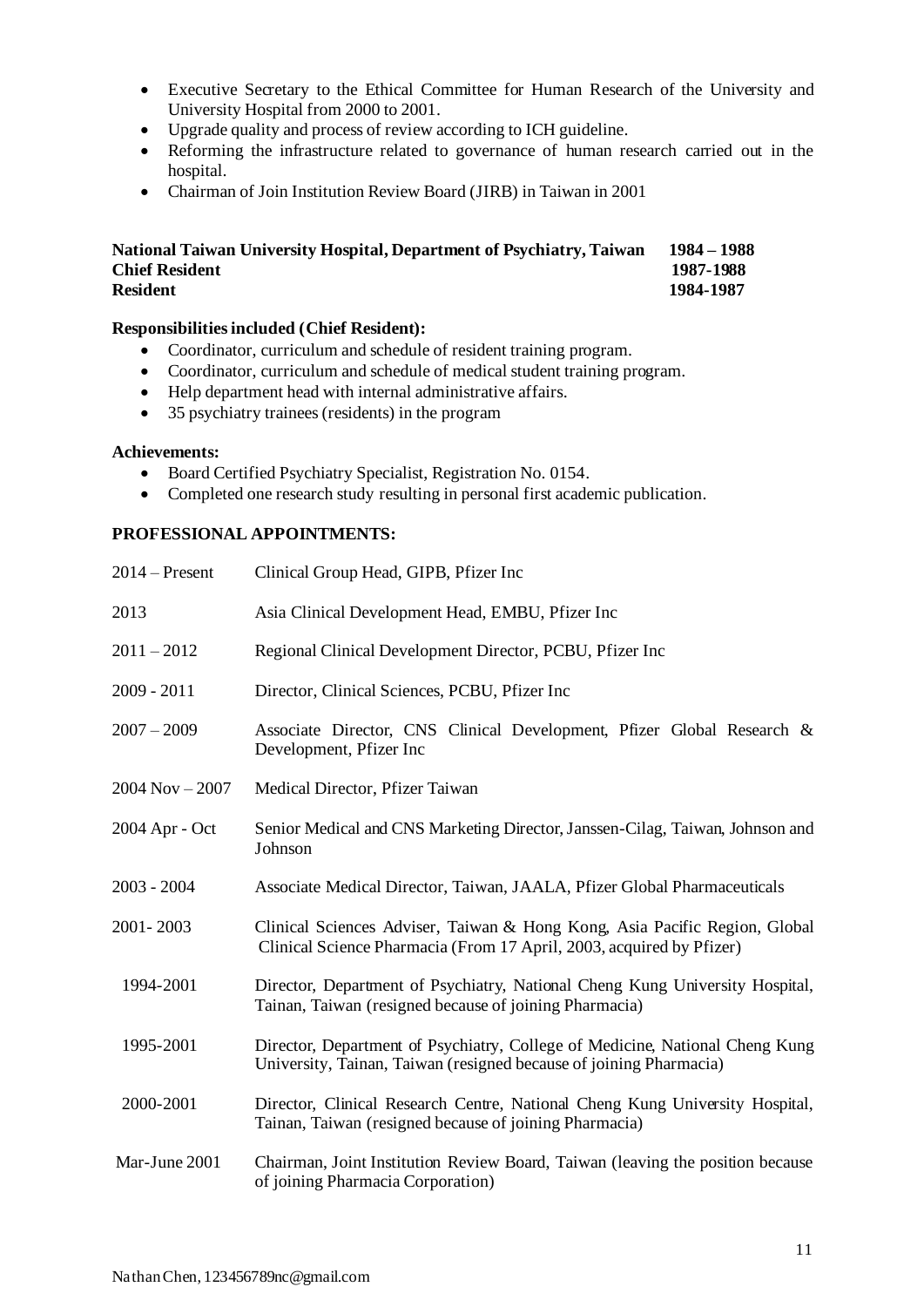- Executive Secretary to the Ethical Committee for Human Research of the University and University Hospital from 2000 to 2001.
- Upgrade quality and process of review according to ICH guideline.
- Reforming the infrastructure related to governance of human research carried out in the hospital.
- Chairman of Join Institution Review Board (JIRB) in Taiwan in 2001

**National Taiwan University Hospital, Department of Psychiatry, Taiwan 1984 – 1988**
**Chief Resident 1987-1988**
**Resident 1984-1987**

**Responsibilities included (Chief Resident):**

- Coordinator, curriculum and schedule of resident training program.
- Coordinator, curriculum and schedule of medical student training program.
- Help department head with internal administrative affairs.
- 35 psychiatry trainees (residents) in the program

**Achievements:**

- Board Certified Psychiatry Specialist, Registration No. 0154.
- Completed one research study resulting in personal first academic publication.

**PROFESSIONAL APPOINTMENTS:**

| | |
|---|---|
| 2014 – Present | Clinical Group Head, GIPB, Pfizer Inc |
| 2013 | Asia Clinical Development Head, EMBU, Pfizer Inc |
| 2011 – 2012 | Regional Clinical Development Director, PCBU, Pfizer Inc |
| 2009 - 2011 | Director, Clinical Sciences, PCBU, Pfizer Inc |
| 2007 – 2009 | Associate Director, CNS Clinical Development, Pfizer Global Research & Development, Pfizer Inc |
| 2004 Nov – 2007 | Medical Director, Pfizer Taiwan |
| 2004 Apr - Oct | Senior Medical and CNS Marketing Director, Janssen-Cilag, Taiwan, Johnson and Johnson |
| 2003 - 2004 | Associate Medical Director, Taiwan, JAALA, Pfizer Global Pharmaceuticals |
| 2001- 2003 | Clinical Sciences Adviser, Taiwan & Hong Kong, Asia Pacific Region, Global Clinical Science Pharmacia (From 17 April, 2003, acquired by Pfizer) |
| 1994-2001 | Director, Department of Psychiatry, National Cheng Kung University Hospital, Tainan, Taiwan (resigned because of joining Pharmacia) |
| 1995-2001 | Director, Department of Psychiatry, College of Medicine, National Cheng Kung University, Tainan, Taiwan (resigned because of joining Pharmacia) |
| 2000-2001 | Director, Clinical Research Centre, National Cheng Kung University Hospital, Tainan, Taiwan (resigned because of joining Pharmacia) |
| Mar-June 2001 | Chairman, Joint Institution Review Board, Taiwan (leaving the position because of joining Pharmacia Corporation) |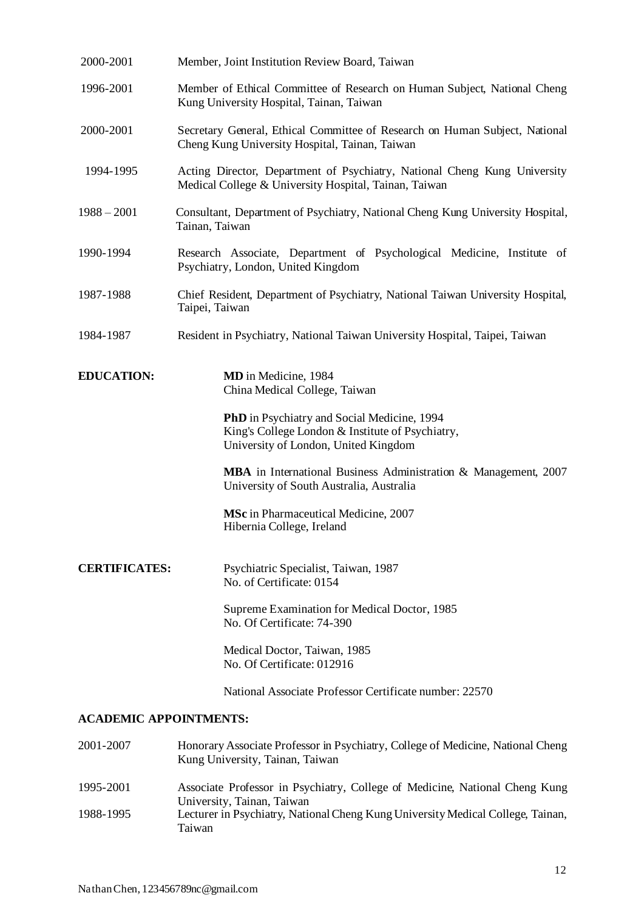2000-2001 Member, Joint Institution Review Board, Taiwan

1996-2001 Member of Ethical Committee of Research on Human Subject, National Cheng Kung University Hospital, Tainan, Taiwan

2000-2001 Secretary General, Ethical Committee of Research on Human Subject, National Cheng Kung University Hospital, Tainan, Taiwan

1994-1995 Acting Director, Department of Psychiatry, National Cheng Kung University Medical College & University Hospital, Tainan, Taiwan

1988 – 2001 Consultant, Department of Psychiatry, National Cheng Kung University Hospital, Tainan, Taiwan

1990-1994 Research Associate, Department of Psychological Medicine, Institute of Psychiatry, London, United Kingdom

1987-1988 Chief Resident, Department of Psychiatry, National Taiwan University Hospital, Taipei, Taiwan

1984-1987 Resident in Psychiatry, National Taiwan University Hospital, Taipei, Taiwan

**EDUCATION:**

**MD** in Medicine, 1984
China Medical College, Taiwan

**PhD** in Psychiatry and Social Medicine, 1994
King's College London & Institute of Psychiatry,
University of London, United Kingdom

**MBA** in International Business Administration & Management, 2007
University of South Australia, Australia

**MSc** in Pharmaceutical Medicine, 2007
Hibernia College, Ireland

**CERTIFICATES:**

Psychiatric Specialist, Taiwan, 1987
No. of Certificate: 0154

Supreme Examination for Medical Doctor, 1985
No. Of Certificate: 74-390

Medical Doctor, Taiwan, 1985
No. Of Certificate: 012916

National Associate Professor Certificate number: 22570

**ACADEMIC APPOINTMENTS:**

2001-2007 Honorary Associate Professor in Psychiatry, College of Medicine, National Cheng Kung University, Tainan, Taiwan

1995-2001 Associate Professor in Psychiatry, College of Medicine, National Cheng Kung University, Tainan, Taiwan

1988-1995 Lecturer in Psychiatry, National Cheng Kung University Medical College, Tainan, Taiwan

Nathan Chen, 123456789nc@gmail.com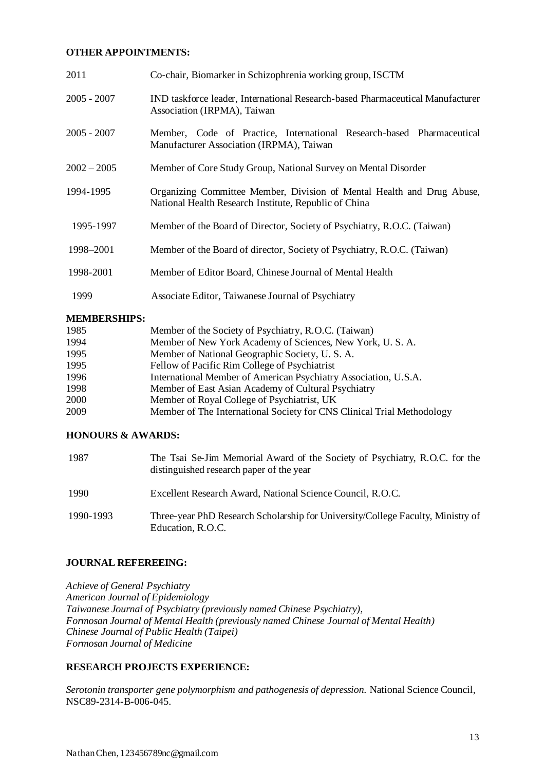**OTHER APPOINTMENTS:**

| | |
|---|---|
| 2011 | Co-chair, Biomarker in Schizophrenia working group, ISCTM |
| 2005 - 2007 | IND taskforce leader, International Research-based Pharmaceutical Manufacturer Association (IRPMA), Taiwan |
| 2005 - 2007 | Member, Code of Practice, International Research-based Pharmaceutical Manufacturer Association (IRPMA), Taiwan |
| 2002 – 2005 | Member of Core Study Group, National Survey on Mental Disorder |
| 1994-1995 | Organizing Committee Member, Division of Mental Health and Drug Abuse, National Health Research Institute, Republic of China |
| 1995-1997 | Member of the Board of Director, Society of Psychiatry, R.O.C. (Taiwan) |
| 1998–2001 | Member of the Board of director, Society of Psychiatry, R.O.C. (Taiwan) |
| 1998-2001 | Member of Editor Board, Chinese Journal of Mental Health |
| 1999 | Associate Editor, Taiwanese Journal of Psychiatry |

**MEMBERSHIPS:**

| | |
|---|---|
| 1985 | Member of the Society of Psychiatry, R.O.C. (Taiwan) |
| 1994 | Member of New York Academy of Sciences, New York, U. S. A. |
| 1995 | Member of National Geographic Society, U. S. A. |
| 1995 | Fellow of Pacific Rim College of Psychiatrist |
| 1996 | International Member of American Psychiatry Association, U.S.A. |
| 1998 | Member of East Asian Academy of Cultural Psychiatry |
| 2000 | Member of Royal College of Psychiatrist, UK |
| 2009 | Member of The International Society for CNS Clinical Trial Methodology |

**HONOURS & AWARDS:**

| | |
|---|---|
| 1987 | The Tsai Se-Jim Memorial Award of the Society of Psychiatry, R.O.C. for the distinguished research paper of the year |
| 1990 | Excellent Research Award, National Science Council, R.O.C. |
| 1990-1993 | Three-year PhD Research Scholarship for University/College Faculty, Ministry of Education, R.O.C. |

**JOURNAL REFEREEING:**

*Achieve of General Psychiatry*
*American Journal of Epidemiology*
*Taiwanese Journal of Psychiatry (previously named Chinese Psychiatry),*
*Formosan Journal of Mental Health (previously named Chinese Journal of Mental Health)*
*Chinese Journal of Public Health (Taipei)*
*Formosan Journal of Medicine*

**RESEARCH PROJECTS EXPERIENCE:**

*Serotonin transporter gene polymorphism and pathogenesis of depression.* National Science Council, NSC89-2314-B-006-045.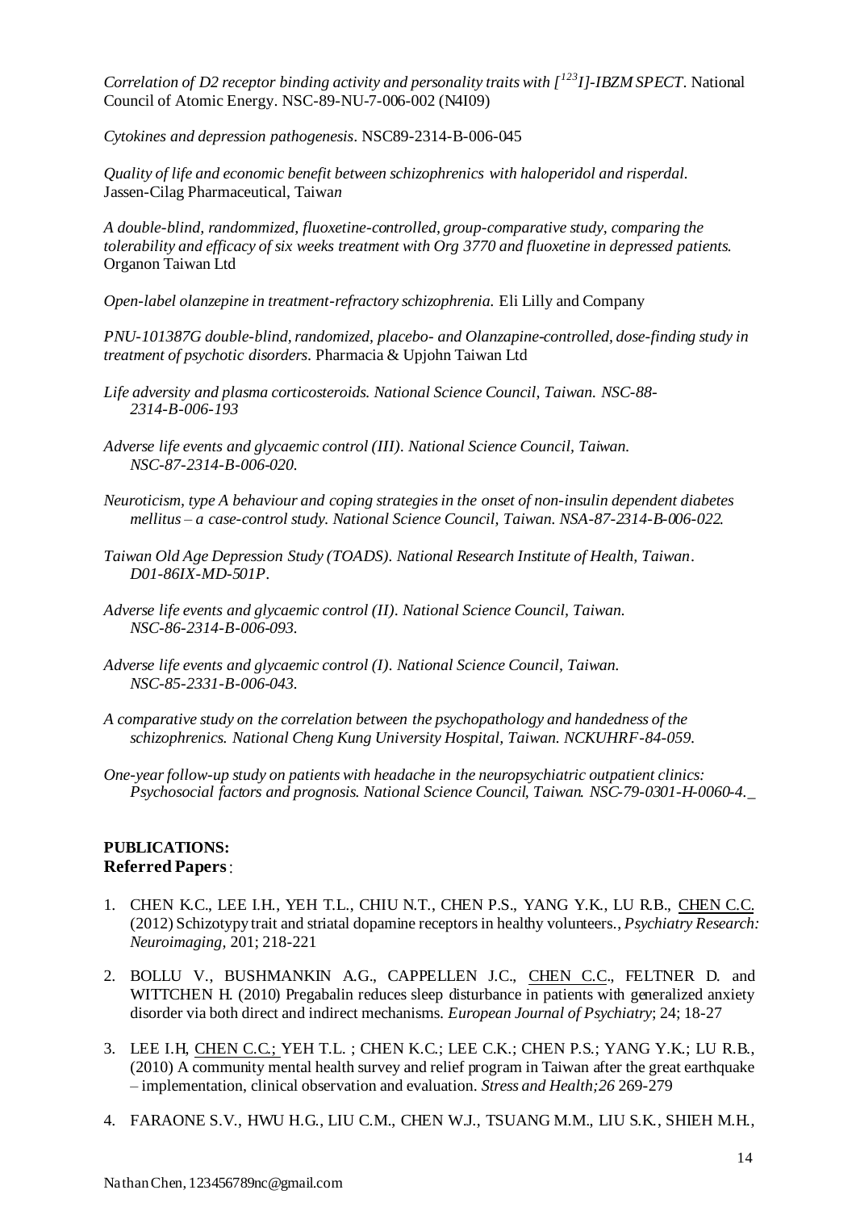*Correlation of D2 receptor binding activity and personality traits with [$^{123}$I]-IBZM SPECT*. National Council of Atomic Energy. NSC-89-NU-7-006-002 (N4I09)

*Cytokines and depression pathogenesis*. NSC89-2314-B-006-045

*Quality of life and economic benefit between schizophrenics with haloperidol and risperdal.* Jassen-Cilag Pharmaceutical, Taiwa*n*

*A double-blind, randommized, fluoxetine-controlled, group-comparative study, comparing the tolerability and efficacy of six weeks treatment with Org 3770 and fluoxetine in depressed patients.* Organon Taiwan Ltd

*Open-label olanzepine in treatment-refractory schizophrenia.* Eli Lilly and Company

*PNU-101387G double-blind, randomized, placebo- and Olanzapine-controlled, dose-finding study in treatment of psychotic disorders*. Pharmacia & Upjohn Taiwan Ltd

*Life adversity and plasma corticosteroids. National Science Council, Taiwan. NSC-88-2314-B-006-193*

*Adverse life events and glycaemic control (III). National Science Council, Taiwan. NSC-87-2314-B-006-020.*

*Neuroticism, type A behaviour and coping strategies in the onset of non-insulin dependent diabetes mellitus – a case-control study. National Science Council, Taiwan. NSA-87-2314-B-006-022.*

*Taiwan Old Age Depression Study (TOADS). National Research Institute of Health, Taiwan. D01-86IX-MD-501P.*

*Adverse life events and glycaemic control (II). National Science Council, Taiwan. NSC-86-2314-B-006-093.*

*Adverse life events and glycaemic control (I). National Science Council, Taiwan. NSC-85-2331-B-006-043.*

*A comparative study on the correlation between the psychopathology and handedness of the schizophrenics. National Cheng Kung University Hospital, Taiwan. NCKUHRF-84-059.*

*One-year follow-up study on patients with headache in the neuropsychiatric outpatient clinics: Psychosocial factors and prognosis. National Science Council, Taiwan. NSC-79-0301-H-0060-4.*

## PUBLICATIONS:

### Referred Papers:

1. CHEN K.C., LEE I.H., YEH T.L., CHIU N.T., CHEN P.S., YANG Y.K., LU R.B., CHEN C.C. (2012) Schizotypy trait and striatal dopamine receptors in healthy volunteers., *Psychiatry Research: Neuroimaging*, 201; 218-221
2. BOLLU V., BUSHMANKIN A.G., CAPPELLEN J.C., CHEN C.C., FELTNER D. and WITTCHEN H. (2010) Pregabalin reduces sleep disturbance in patients with generalized anxiety disorder via both direct and indirect mechanisms. *European Journal of Psychiatry*; 24; 18-27
3. LEE I.H, CHEN C.C.; YEH T.L. ; CHEN K.C.; LEE C.K.; CHEN P.S.; YANG Y.K.; LU R.B., (2010) A community mental health survey and relief program in Taiwan after the great earthquake – implementation, clinical observation and evaluation. *Stress and Health;26* 269-279
4. FARAONE S.V., HWU H.G., LIU C.M., CHEN W.J., TSUANG M.M., LIU S.K., SHIEH M.H.,

Nathan Chen, 123456789nc@gmail.com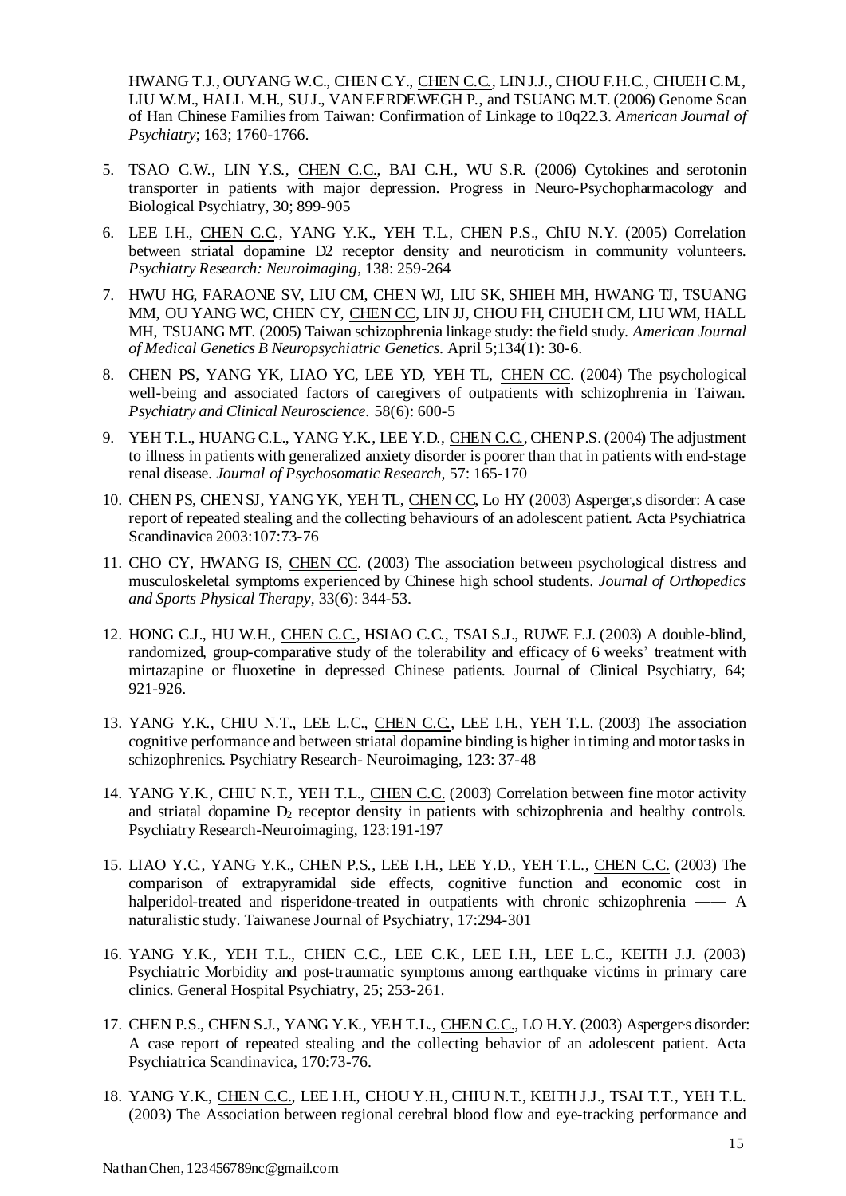HWANG T.J., OUYANG W.C., CHEN C.Y., <u>CHEN C.C.</u>, LIN J.J., CHOU F.H.C., CHUEH C.M., LIU W.M., HALL M.H., SU J., VAN EERDEWEGH P., and TSUANG M.T. (2006) Genome Scan of Han Chinese Families from Taiwan: Confirmation of Linkage to 10q22.3. *American Journal of Psychiatry*; 163; 1760-1766.

5. TSAO C.W., LIN Y.S., <u>CHEN C.C.</u>, BAI C.H., WU S.R. (2006) Cytokines and serotonin transporter in patients with major depression. Progress in Neuro-Psychopharmacology and Biological Psychiatry, 30; 899-905

6. LEE I.H., <u>CHEN C.C.</u>, YANG Y.K., YEH T.L., CHEN P.S., ChIU N.Y. (2005) Correlation between striatal dopamine D2 receptor density and neuroticism in community volunteers. *Psychiatry Research: Neuroimaging*, 138: 259-264

7. HWU HG, FARAONE SV, LIU CM, CHEN WJ, LIU SK, SHIEH MH, HWANG TJ, TSUANG MM, OU YANG WC, CHEN CY, <u>CHEN CC</u>, LIN JJ, CHOU FH, CHUEH CM, LIU WM, HALL MH, TSUANG MT. (2005) Taiwan schizophrenia linkage study: the field study. *American Journal of Medical Genetics B Neuropsychiatric Genetics*. April 5;134(1): 30-6.

8. CHEN PS, YANG YK, LIAO YC, LEE YD, YEH TL, <u>CHEN CC</u>. (2004) The psychological well-being and associated factors of caregivers of outpatients with schizophrenia in Taiwan. *Psychiatry and Clinical Neuroscience*. 58(6): 600-5

9. YEH T.L., HUANG C.L., YANG Y.K., LEE Y.D., <u>CHEN C.C.</u>, CHEN P.S. (2004) The adjustment to illness in patients with generalized anxiety disorder is poorer than that in patients with end-stage renal disease. *Journal of Psychosomatic Research*, 57: 165-170

10. CHEN PS, CHEN SJ, YANG YK, YEH TL, <u>CHEN CC</u>, Lo HY (2003) Asperger,s disorder: A case report of repeated stealing and the collecting behaviours of an adolescent patient. Acta Psychiatrica Scandinavica 2003:107:73-76

11. CHO CY, HWANG IS, <u>CHEN CC</u>. (2003) The association between psychological distress and musculoskeletal symptoms experienced by Chinese high school students. *Journal of Orthopedics and Sports Physical Therapy*, 33(6): 344-53.

12. HONG C.J., HU W.H., <u>CHEN C.C.</u>, HSIAO C.C., TSAI S.J., RUWE F.J. (2003) A double-blind, randomized, group-comparative study of the tolerability and efficacy of 6 weeks' treatment with mirtazapine or fluoxetine in depressed Chinese patients. Journal of Clinical Psychiatry, 64; 921-926.

13. YANG Y.K., CHIU N.T., LEE L.C., <u>CHEN C.C.</u>, LEE I.H., YEH T.L. (2003) The association cognitive performance and between striatal dopamine binding is higher in timing and motor tasks in schizophrenics. Psychiatry Research- Neuroimaging, 123: 37-48

14. YANG Y.K., CHIU N.T., YEH T.L., <u>CHEN C.C.</u> (2003) Correlation between fine motor activity and striatal dopamine $D_2$ receptor density in patients with schizophrenia and healthy controls. Psychiatry Research-Neuroimaging, 123:191-197

15. LIAO Y.C., YANG Y.K., CHEN P.S., LEE I.H., LEE Y.D., YEH T.L., <u>CHEN C.C.</u> (2003) The comparison of extrapyramidal side effects, cognitive function and economic cost in halperidol-treated and risperidone-treated in outpatients with chronic schizophrenia —— A naturalistic study. Taiwanese Journal of Psychiatry, 17:294-301

16. YANG Y.K., YEH T.L., <u>CHEN C.C.</u>, LEE C.K., LEE I.H., LEE L.C., KEITH J.J. (2003) Psychiatric Morbidity and post-traumatic symptoms among earthquake victims in primary care clinics. General Hospital Psychiatry, 25; 253-261.

17. CHEN P.S., CHEN S.J., YANG Y.K., YEH T.L., <u>CHEN C.C.</u>, LO H.Y. (2003) Asperger's disorder: A case report of repeated stealing and the collecting behavior of an adolescent patient. Acta Psychiatrica Scandinavica, 170:73-76.

18. YANG Y.K., <u>CHEN C.C.</u>, LEE I.H., CHOU Y.H., CHIU N.T., KEITH J.J., TSAI T.T., YEH T.L. (2003) The Association between regional cerebral blood flow and eye-tracking performance and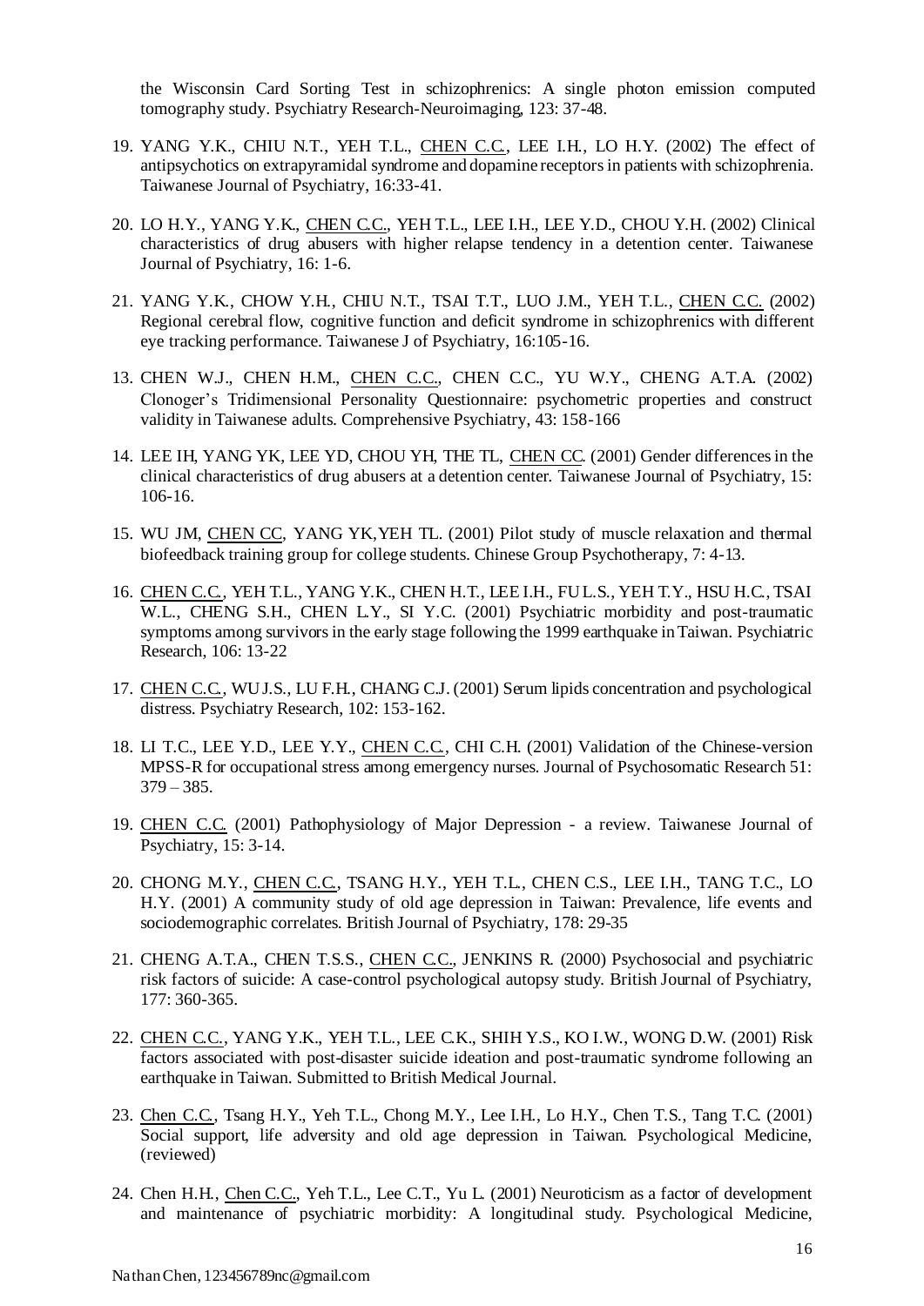the Wisconsin Card Sorting Test in schizophrenics: A single photon emission computed tomography study. Psychiatry Research-Neuroimaging, 123: 37-48.

19. YANG Y.K., CHIU N.T., YEH T.L., CHEN C.C., LEE I.H., LO H.Y. (2002) The effect of antipsychotics on extrapyramidal syndrome and dopamine receptors in patients with schizophrenia. Taiwanese Journal of Psychiatry, 16:33-41.

20. LO H.Y., YANG Y.K., CHEN C.C., YEH T.L., LEE I.H., LEE Y.D., CHOU Y.H. (2002) Clinical characteristics of drug abusers with higher relapse tendency in a detention center. Taiwanese Journal of Psychiatry, 16: 1-6.

21. YANG Y.K., CHOW Y.H., CHIU N.T., TSAI T.T., LUO J.M., YEH T.L., CHEN C.C. (2002) Regional cerebral flow, cognitive function and deficit syndrome in schizophrenics with different eye tracking performance. Taiwanese J of Psychiatry, 16:105-16.

13. CHEN W.J., CHEN H.M., CHEN C.C., CHEN C.C., YU W.Y., CHENG A.T.A. (2002) Clonoger's Tridimensional Personality Questionnaire: psychometric properties and construct validity in Taiwanese adults. Comprehensive Psychiatry, 43: 158-166

14. LEE IH, YANG YK, LEE YD, CHOU YH, THE TL, CHEN CC. (2001) Gender differences in the clinical characteristics of drug abusers at a detention center. Taiwanese Journal of Psychiatry, 15: 106-16.

15. WU JM, CHEN CC, YANG YK,YEH TL. (2001) Pilot study of muscle relaxation and thermal biofeedback training group for college students. Chinese Group Psychotherapy, 7: 4-13.

16. CHEN C.C., YEH T.L., YANG Y.K., CHEN H.T., LEE I.H., FU L.S., YEH T.Y., HSU H.C., TSAI W.L., CHENG S.H., CHEN L.Y., SI Y.C. (2001) Psychiatric morbidity and post-traumatic symptoms among survivors in the early stage following the 1999 earthquake in Taiwan. Psychiatric Research, 106: 13-22

17. CHEN C.C., WU J.S., LU F.H., CHANG C.J. (2001) Serum lipids concentration and psychological distress. Psychiatry Research, 102: 153-162.

18. LI T.C., LEE Y.D., LEE Y.Y., CHEN C.C., CHI C.H. (2001) Validation of the Chinese-version MPSS-R for occupational stress among emergency nurses. Journal of Psychosomatic Research 51: 379 – 385.

19. CHEN C.C. (2001) Pathophysiology of Major Depression - a review. Taiwanese Journal of Psychiatry, 15: 3-14.

20. CHONG M.Y., CHEN C.C., TSANG H.Y., YEH T.L., CHEN C.S., LEE I.H., TANG T.C., LO H.Y. (2001) A community study of old age depression in Taiwan: Prevalence, life events and sociodemographic correlates. British Journal of Psychiatry, 178: 29-35

21. CHENG A.T.A., CHEN T.S.S., CHEN C.C., JENKINS R. (2000) Psychosocial and psychiatric risk factors of suicide: A case-control psychological autopsy study. British Journal of Psychiatry, 177: 360-365.

22. CHEN C.C., YANG Y.K., YEH T.L., LEE C.K., SHIH Y.S., KO I.W., WONG D.W. (2001) Risk factors associated with post-disaster suicide ideation and post-traumatic syndrome following an earthquake in Taiwan. Submitted to British Medical Journal.

23. Chen C.C., Tsang H.Y., Yeh T.L., Chong M.Y., Lee I.H., Lo H.Y., Chen T.S., Tang T.C. (2001) Social support, life adversity and old age depression in Taiwan. Psychological Medicine, (reviewed)

24. Chen H.H., Chen C.C., Yeh T.L., Lee C.T., Yu L. (2001) Neuroticism as a factor of development and maintenance of psychiatric morbidity: A longitudinal study. Psychological Medicine,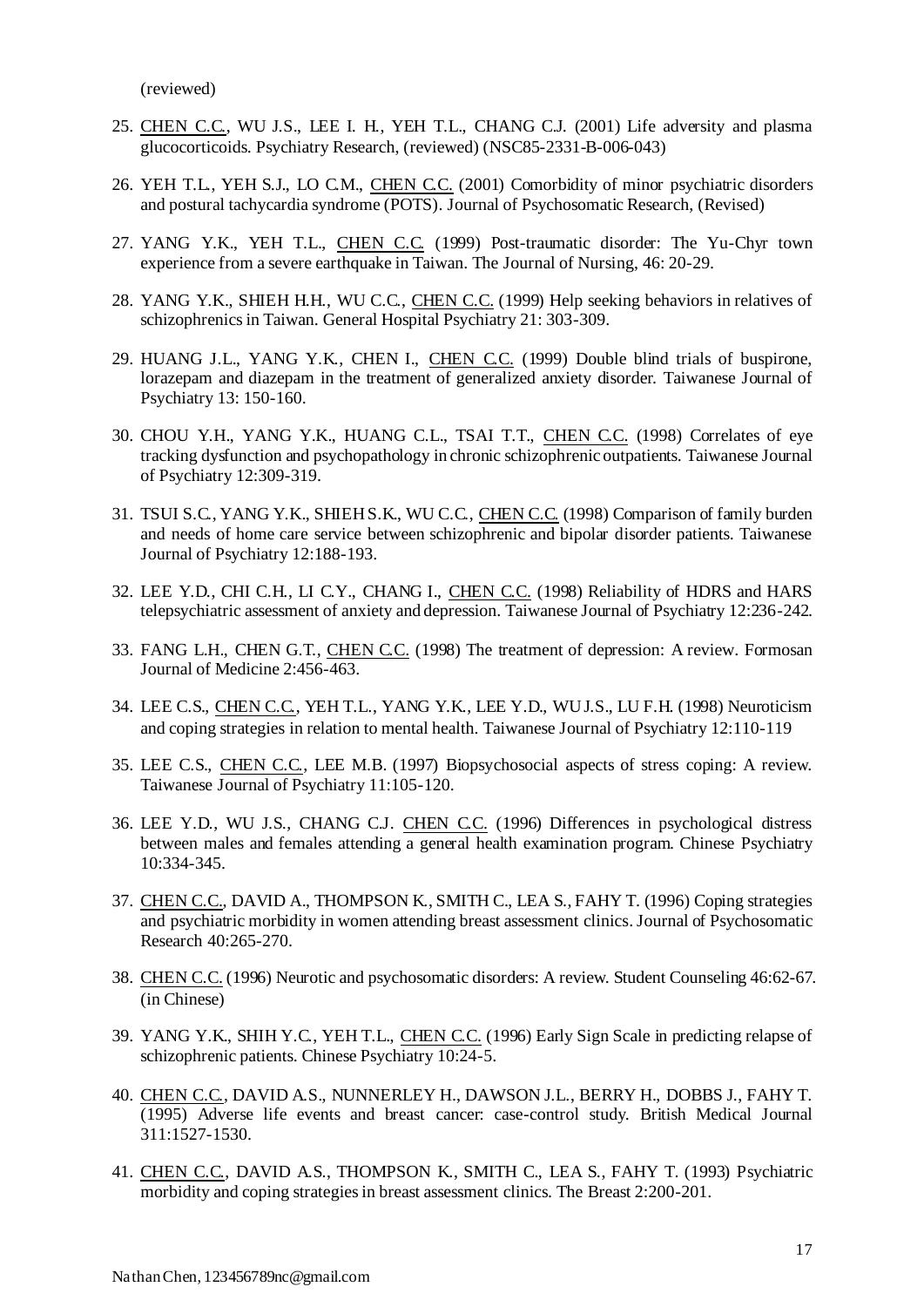(reviewed)

25. CHEN C.C., WU J.S., LEE I. H., YEH T.L., CHANG C.J. (2001) Life adversity and plasma glucocorticoids. Psychiatry Research, (reviewed) (NSC85-2331-B-006-043)

26. YEH T.L., YEH S.J., LO C.M., CHEN C.C. (2001) Comorbidity of minor psychiatric disorders and postural tachycardia syndrome (POTS). Journal of Psychosomatic Research, (Revised)

27. YANG Y.K., YEH T.L., CHEN C.C. (1999) Post-traumatic disorder: The Yu-Chyr town experience from a severe earthquake in Taiwan. The Journal of Nursing, 46: 20-29.

28. YANG Y.K., SHIEH H.H., WU C.C., CHEN C.C. (1999) Help seeking behaviors in relatives of schizophrenics in Taiwan. General Hospital Psychiatry 21: 303-309.

29. HUANG J.L., YANG Y.K., CHEN I., CHEN C.C. (1999) Double blind trials of buspirone, lorazepam and diazepam in the treatment of generalized anxiety disorder. Taiwanese Journal of Psychiatry 13: 150-160.

30. CHOU Y.H., YANG Y.K., HUANG C.L., TSAI T.T., CHEN C.C. (1998) Correlates of eye tracking dysfunction and psychopathology in chronic schizophrenic outpatients. Taiwanese Journal of Psychiatry 12:309-319.

31. TSUI S.C., YANG Y.K., SHIEH S.K., WU C.C., CHEN C.C. (1998) Comparison of family burden and needs of home care service between schizophrenic and bipolar disorder patients. Taiwanese Journal of Psychiatry 12:188-193.

32. LEE Y.D., CHI C.H., LI C.Y., CHANG I., CHEN C.C. (1998) Reliability of HDRS and HARS telepsychiatric assessment of anxiety and depression. Taiwanese Journal of Psychiatry 12:236-242.

33. FANG L.H., CHEN G.T., CHEN C.C. (1998) The treatment of depression: A review. Formosan Journal of Medicine 2:456-463.

34. LEE C.S., CHEN C.C., YEH T.L., YANG Y.K., LEE Y.D., WU J.S., LU F.H. (1998) Neuroticism and coping strategies in relation to mental health. Taiwanese Journal of Psychiatry 12:110-119

35. LEE C.S., CHEN C.C., LEE M.B. (1997) Biopsychosocial aspects of stress coping: A review. Taiwanese Journal of Psychiatry 11:105-120.

36. LEE Y.D., WU J.S., CHANG C.J. CHEN C.C. (1996) Differences in psychological distress between males and females attending a general health examination program. Chinese Psychiatry 10:334-345.

37. CHEN C.C., DAVID A., THOMPSON K., SMITH C., LEA S., FAHY T. (1996) Coping strategies and psychiatric morbidity in women attending breast assessment clinics. Journal of Psychosomatic Research 40:265-270.

38. CHEN C.C. (1996) Neurotic and psychosomatic disorders: A review. Student Counseling 46:62-67. (in Chinese)

39. YANG Y.K., SHIH Y.C., YEH T.L., CHEN C.C. (1996) Early Sign Scale in predicting relapse of schizophrenic patients. Chinese Psychiatry 10:24-5.

40. CHEN C.C., DAVID A.S., NUNNERLEY H., DAWSON J.L., BERRY H., DOBBS J., FAHY T. (1995) Adverse life events and breast cancer: case-control study. British Medical Journal 311:1527-1530.

41. CHEN C.C., DAVID A.S., THOMPSON K., SMITH C., LEA S., FAHY T. (1993) Psychiatric morbidity and coping strategies in breast assessment clinics. The Breast 2:200-201.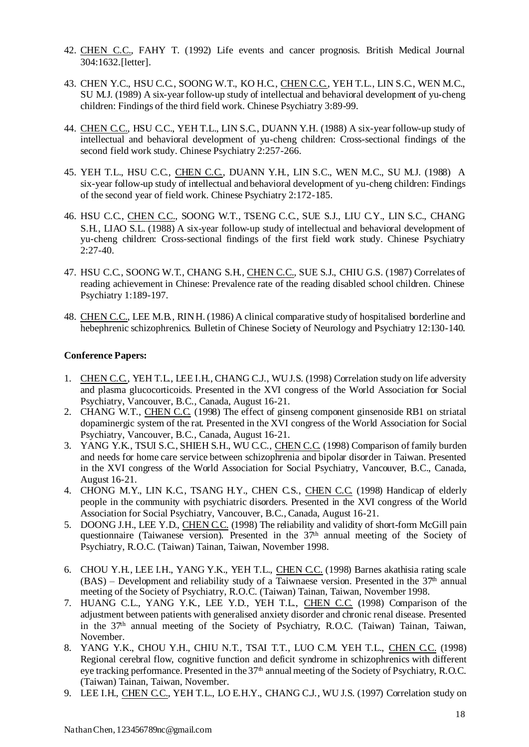42. CHEN C.C., FAHY T. (1992) Life events and cancer prognosis. British Medical Journal 304:1632.[letter].

43. CHEN Y.C., HSU C.C., SOONG W.T., KO H.C., CHEN C.C., YEH T.L., LIN S.C., WEN M.C., SU M.J. (1989) A six-year follow-up study of intellectual and behavioral development of yu-cheng children: Findings of the third field work. Chinese Psychiatry 3:89-99.

44. CHEN C.C., HSU C.C., YEH T.L., LIN S.C., DUANN Y.H. (1988) A six-year follow-up study of intellectual and behavioral development of yu-cheng children: Cross-sectional findings of the second field work study. Chinese Psychiatry 2:257-266.

45. YEH T.L., HSU C.C., CHEN C.C., DUANN Y.H., LIN S.C., WEN M.C., SU M.J. (1988) A six-year follow-up study of intellectual and behavioral development of yu-cheng children: Findings of the second year of field work. Chinese Psychiatry 2:172-185.

46. HSU C.C., CHEN C.C., SOONG W.T., TSENG C.C., SUE S.J., LIU C.Y., LIN S.C., CHANG S.H., LIAO S.L. (1988) A six-year follow-up study of intellectual and behavioral development of yu-cheng children: Cross-sectional findings of the first field work study. Chinese Psychiatry 2:27-40.

47. HSU C.C., SOONG W.T., CHANG S.H., CHEN C.C., SUE S.J., CHIU G.S. (1987) Correlates of reading achievement in Chinese: Prevalence rate of the reading disabled school children. Chinese Psychiatry 1:189-197.

48. CHEN C.C., LEE M.B., RIN H. (1986) A clinical comparative study of hospitalised borderline and hebephrenic schizophrenics. Bulletin of Chinese Society of Neurology and Psychiatry 12:130-140.

**Conference Papers:**

1. CHEN C.C., YEH T.L., LEE I.H., CHANG C.J., WU J.S. (1998) Correlation study on life adversity and plasma glucocorticoids. Presented in the XVI congress of the World Association for Social Psychiatry, Vancouver, B.C., Canada, August 16-21.
2. CHANG W.T., CHEN C.C. (1998) The effect of ginseng component ginsenoside RB1 on striatal dopaminergic system of the rat. Presented in the XVI congress of the World Association for Social Psychiatry, Vancouver, B.C., Canada, August 16-21.
3. YANG Y.K., TSUI S.C., SHIEH S.H., WU C.C., CHEN C.C. (1998) Comparison of family burden and needs for home care service between schizophrenia and bipolar disorder in Taiwan. Presented in the XVI congress of the World Association for Social Psychiatry, Vancouver, B.C., Canada, August 16-21.
4. CHONG M.Y., LIN K.C., TSANG H.Y., CHEN C.S., CHEN C.C. (1998) Handicap of elderly people in the community with psychiatric disorders. Presented in the XVI congress of the World Association for Social Psychiatry, Vancouver, B.C., Canada, August 16-21.
5. DOONG J.H., LEE Y.D., CHEN C.C. (1998) The reliability and validity of short-form McGill pain questionnaire (Taiwanese version). Presented in the 37th annual meeting of the Society of Psychiatry, R.O.C. (Taiwan) Tainan, Taiwan, November 1998.
6. CHOU Y.H., LEE I.H., YANG Y.K., YEH T.L., CHEN C.C. (1998) Barnes akathisia rating scale (BAS) – Development and reliability study of a Taiwnaese version. Presented in the 37th annual meeting of the Society of Psychiatry, R.O.C. (Taiwan) Tainan, Taiwan, November 1998.
7. HUANG C.L., YANG Y.K., LEE Y.D., YEH T.L., CHEN C.C. (1998) Comparison of the adjustment between patients with generalised anxiety disorder and chronic renal disease. Presented in the 37th annual meeting of the Society of Psychiatry, R.O.C. (Taiwan) Tainan, Taiwan, November.
8. YANG Y.K., CHOU Y.H., CHIU N.T., TSAI T.T., LUO C.M. YEH T.L., CHEN C.C. (1998) Regional cerebral flow, cognitive function and deficit syndrome in schizophrenics with different eye tracking performance. Presented in the 37th annual meeting of the Society of Psychiatry, R.O.C. (Taiwan) Tainan, Taiwan, November.
9. LEE I.H., CHEN C.C., YEH T.L., LO E.H.Y., CHANG C.J., WU J.S. (1997) Correlation study on

Nathan Chen, 123456789nc@gmail.com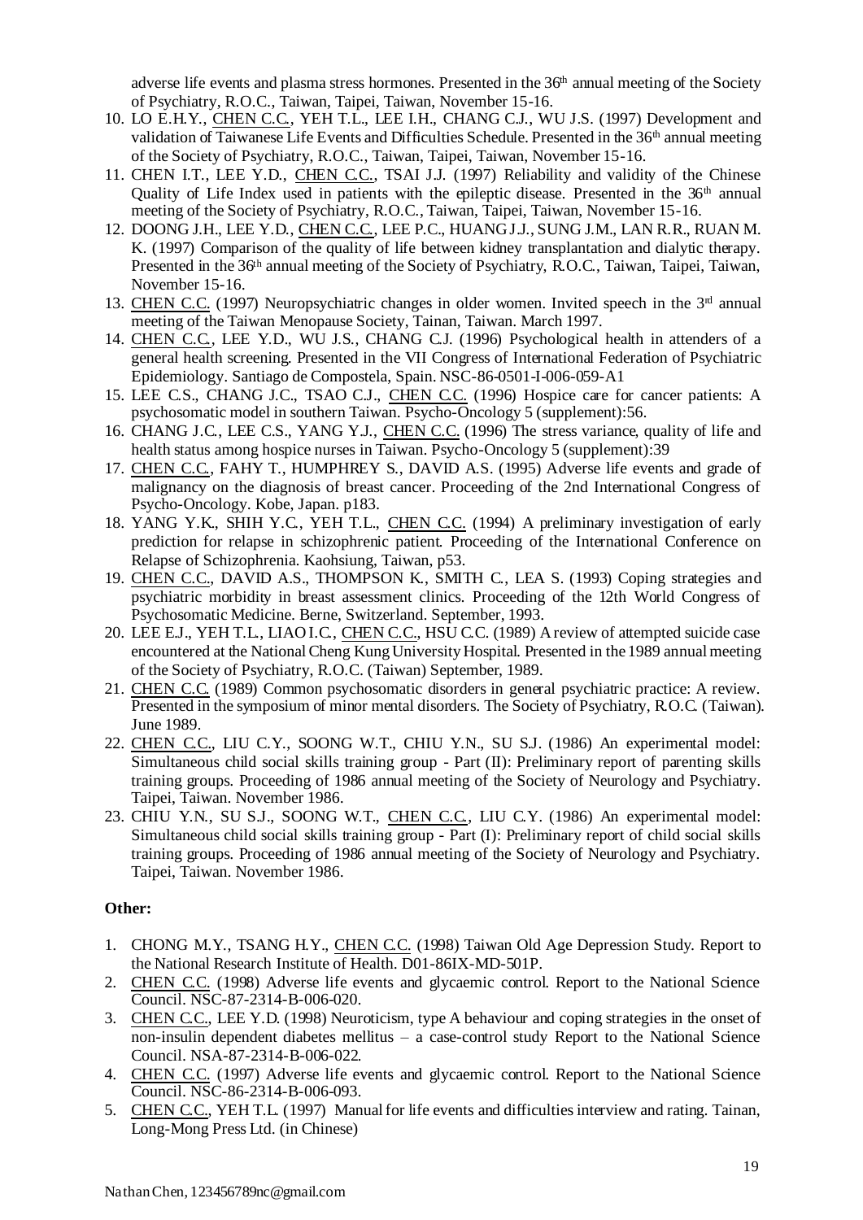adverse life events and plasma stress hormones. Presented in the 36th annual meeting of the Society of Psychiatry, R.O.C., Taiwan, Taipei, Taiwan, November 15-16.

10. LO E.H.Y., CHEN C.C., YEH T.L., LEE I.H., CHANG C.J., WU J.S. (1997) Development and validation of Taiwanese Life Events and Difficulties Schedule. Presented in the 36th annual meeting of the Society of Psychiatry, R.O.C., Taiwan, Taipei, Taiwan, November 15-16.
11. CHEN I.T., LEE Y.D., CHEN C.C., TSAI J.J. (1997) Reliability and validity of the Chinese Quality of Life Index used in patients with the epileptic disease. Presented in the 36th annual meeting of the Society of Psychiatry, R.O.C., Taiwan, Taipei, Taiwan, November 15-16.
12. DOONG J.H., LEE Y.D., CHEN C.C., LEE P.C., HUANG J.J., SUNG J.M., LAN R.R., RUAN M. K. (1997) Comparison of the quality of life between kidney transplantation and dialytic therapy. Presented in the 36th annual meeting of the Society of Psychiatry, R.O.C., Taiwan, Taipei, Taiwan, November 15-16.
13. CHEN C.C. (1997) Neuropsychiatric changes in older women. Invited speech in the 3rd annual meeting of the Taiwan Menopause Society, Tainan, Taiwan. March 1997.
14. CHEN C.C., LEE Y.D., WU J.S., CHANG C.J. (1996) Psychological health in attenders of a general health screening. Presented in the VII Congress of International Federation of Psychiatric Epidemiology. Santiago de Compostela, Spain. NSC-86-0501-I-006-059-A1
15. LEE C.S., CHANG J.C., TSAO C.J., CHEN C.C. (1996) Hospice care for cancer patients: A psychosomatic model in southern Taiwan. Psycho-Oncology 5 (supplement):56.
16. CHANG J.C., LEE C.S., YANG Y.J., CHEN C.C. (1996) The stress variance, quality of life and health status among hospice nurses in Taiwan. Psycho-Oncology 5 (supplement):39
17. CHEN C.C., FAHY T., HUMPHREY S., DAVID A.S. (1995) Adverse life events and grade of malignancy on the diagnosis of breast cancer. Proceeding of the 2nd International Congress of Psycho-Oncology. Kobe, Japan. p183.
18. YANG Y.K., SHIH Y.C., YEH T.L., CHEN C.C. (1994) A preliminary investigation of early prediction for relapse in schizophrenic patient. Proceeding of the International Conference on Relapse of Schizophrenia. Kaohsiung, Taiwan, p53.
19. CHEN C.C., DAVID A.S., THOMPSON K., SMITH C., LEA S. (1993) Coping strategies and psychiatric morbidity in breast assessment clinics. Proceeding of the 12th World Congress of Psychosomatic Medicine. Berne, Switzerland. September, 1993.
20. LEE E.J., YEH T.L., LIAO I.C., CHEN C.C., HSU C.C. (1989) A review of attempted suicide case encountered at the National Cheng Kung University Hospital. Presented in the 1989 annual meeting of the Society of Psychiatry, R.O.C. (Taiwan) September, 1989.
21. CHEN C.C. (1989) Common psychosomatic disorders in general psychiatric practice: A review. Presented in the symposium of minor mental disorders. The Society of Psychiatry, R.O.C. (Taiwan). June 1989.
22. CHEN C.C., LIU C.Y., SOONG W.T., CHIU Y.N., SU S.J. (1986) An experimental model: Simultaneous child social skills training group - Part (II): Preliminary report of parenting skills training groups. Proceeding of 1986 annual meeting of the Society of Neurology and Psychiatry. Taipei, Taiwan. November 1986.
23. CHIU Y.N., SU S.J., SOONG W.T., CHEN C.C., LIU C.Y. (1986) An experimental model: Simultaneous child social skills training group - Part (I): Preliminary report of child social skills training groups. Proceeding of 1986 annual meeting of the Society of Neurology and Psychiatry. Taipei, Taiwan. November 1986.

**Other:**

1. CHONG M.Y., TSANG H.Y., CHEN C.C. (1998) Taiwan Old Age Depression Study. Report to the National Research Institute of Health. D01-86IX-MD-501P.
2. CHEN C.C. (1998) Adverse life events and glycaemic control. Report to the National Science Council. NSC-87-2314-B-006-020.
3. CHEN C.C., LEE Y.D. (1998) Neuroticism, type A behaviour and coping strategies in the onset of non-insulin dependent diabetes mellitus – a case-control study Report to the National Science Council. NSA-87-2314-B-006-022.
4. CHEN C.C. (1997) Adverse life events and glycaemic control. Report to the National Science Council. NSC-86-2314-B-006-093.
5. CHEN C.C., YEH T.L. (1997) Manual for life events and difficulties interview and rating. Tainan, Long-Mong Press Ltd. (in Chinese)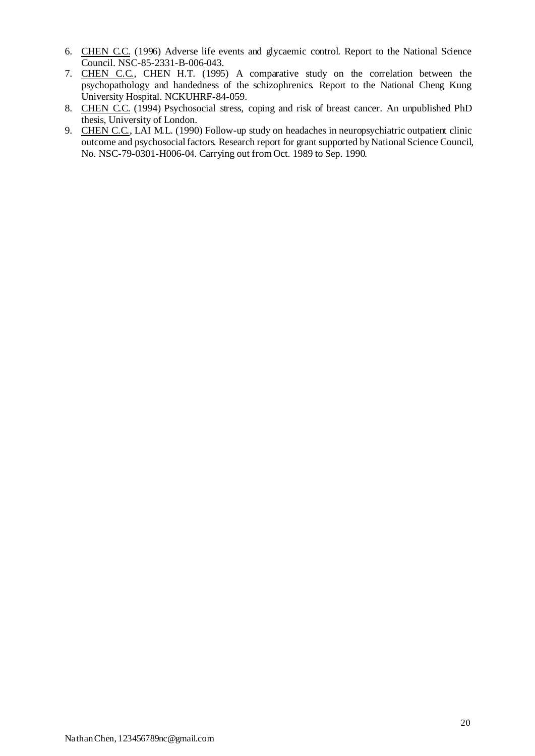6. CHEN C.C. (1996) Adverse life events and glycaemic control. Report to the National Science Council. NSC-85-2331-B-006-043.
7. CHEN C.C., CHEN H.T. (1995) A comparative study on the correlation between the psychopathology and handedness of the schizophrenics. Report to the National Cheng Kung University Hospital. NCKUHRF-84-059.
8. CHEN C.C. (1994) Psychosocial stress, coping and risk of breast cancer. An unpublished PhD thesis, University of London.
9. CHEN C.C., LAI M.L. (1990) Follow-up study on headaches in neuropsychiatric outpatient clinic outcome and psychosocial factors. Research report for grant supported by National Science Council, No. NSC-79-0301-H006-04. Carrying out from Oct. 1989 to Sep. 1990.